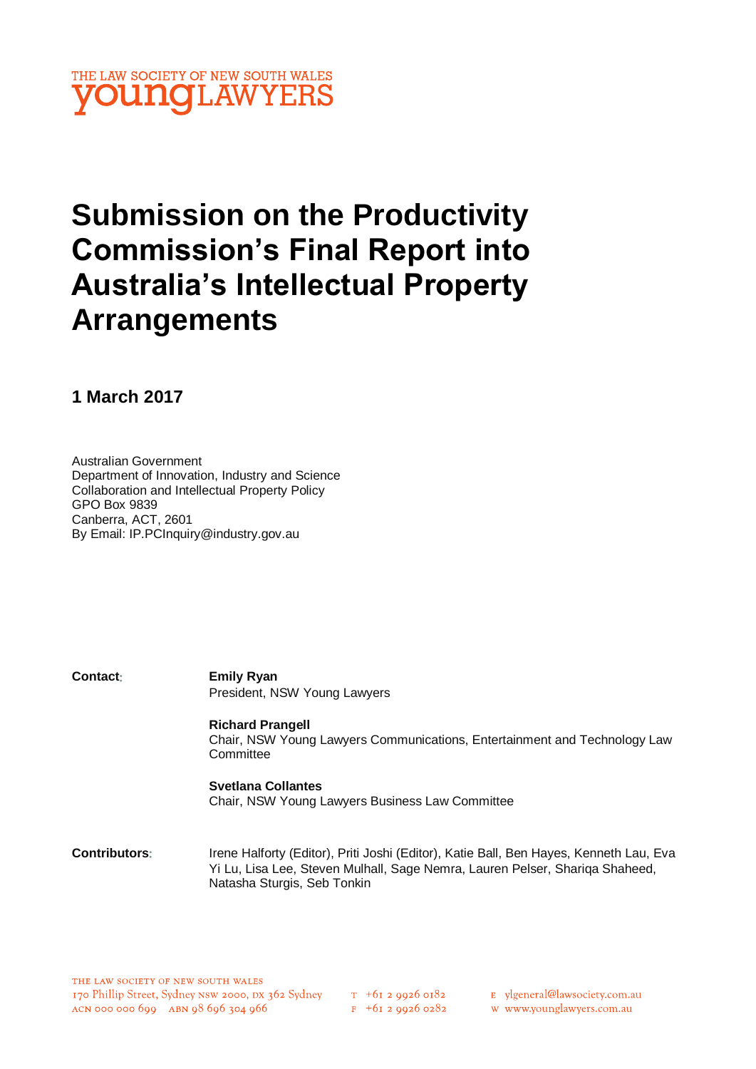THE LAW SOCIETY OF NEW SOUTH WALES
**young**LAWYERS

# Submission on the Productivity Commission's Final Report into Australia's Intellectual Property Arrangements

## 1 March 2017

Australian Government
Department of Innovation, Industry and Science
Collaboration and Intellectual Property Policy
GPO Box 9839
Canberra, ACT, 2601
By Email: IP.PCInquiry@industry.gov.au

**Contact:**

**Emily Ryan**
President, NSW Young Lawyers

**Richard Prangell**
Chair, NSW Young Lawyers Communications, Entertainment and Technology Law Committee

**Svetlana Collantes**
Chair, NSW Young Lawyers Business Law Committee

**Contributors:** Irene Halforty (Editor), Priti Joshi (Editor), Katie Ball, Ben Hayes, Kenneth Lau, Eva Yi Lu, Lisa Lee, Steven Mulhall, Sage Nemra, Lauren Pelser, Shariqa Shaheed, Natasha Sturgis, Seb Tonkin

THE LAW SOCIETY OF NEW SOUTH WALES
170 Phillip Street, Sydney NSW 2000, DX 362 Sydney
ACN 000 000 699 ABN 98 696 304 966
T +61 2 9926 0182
F +61 2 9926 0282
E ylgeneral@lawsociety.com.au
W www.younglawyers.com.au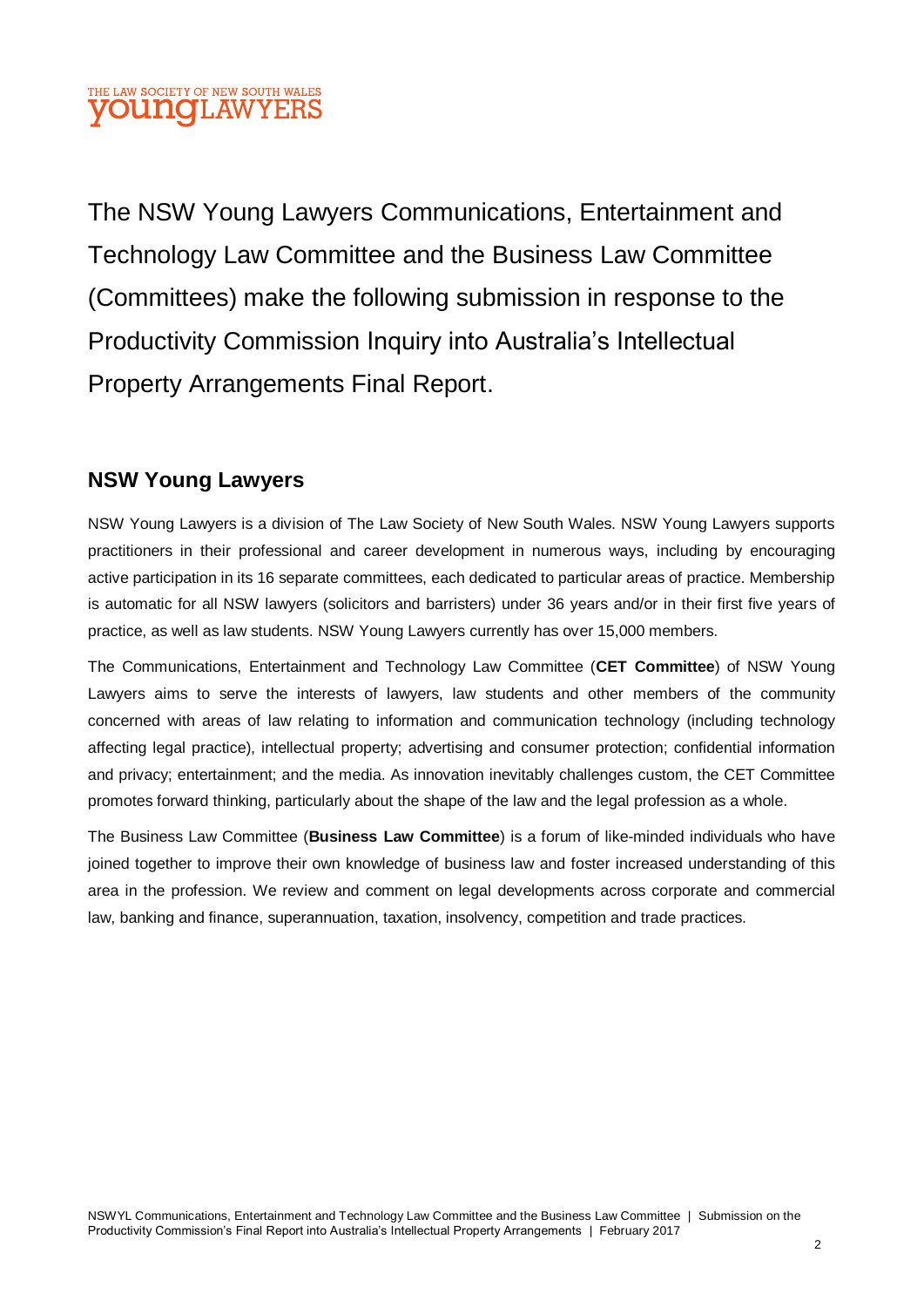The NSW Young Lawyers Communications, Entertainment and Technology Law Committee and the Business Law Committee (Committees) make the following submission in response to the Productivity Commission Inquiry into Australia's Intellectual Property Arrangements Final Report.

## NSW Young Lawyers

NSW Young Lawyers is a division of The Law Society of New South Wales. NSW Young Lawyers supports practitioners in their professional and career development in numerous ways, including by encouraging active participation in its 16 separate committees, each dedicated to particular areas of practice. Membership is automatic for all NSW lawyers (solicitors and barristers) under 36 years and/or in their first five years of practice, as well as law students. NSW Young Lawyers currently has over 15,000 members.

The Communications, Entertainment and Technology Law Committee (**CET Committee**) of NSW Young Lawyers aims to serve the interests of lawyers, law students and other members of the community concerned with areas of law relating to information and communication technology (including technology affecting legal practice), intellectual property; advertising and consumer protection; confidential information and privacy; entertainment; and the media. As innovation inevitably challenges custom, the CET Committee promotes forward thinking, particularly about the shape of the law and the legal profession as a whole.

The Business Law Committee (**Business Law Committee**) is a forum of like-minded individuals who have joined together to improve their own knowledge of business law and foster increased understanding of this area in the profession. We review and comment on legal developments across corporate and commercial law, banking and finance, superannuation, taxation, insolvency, competition and trade practices.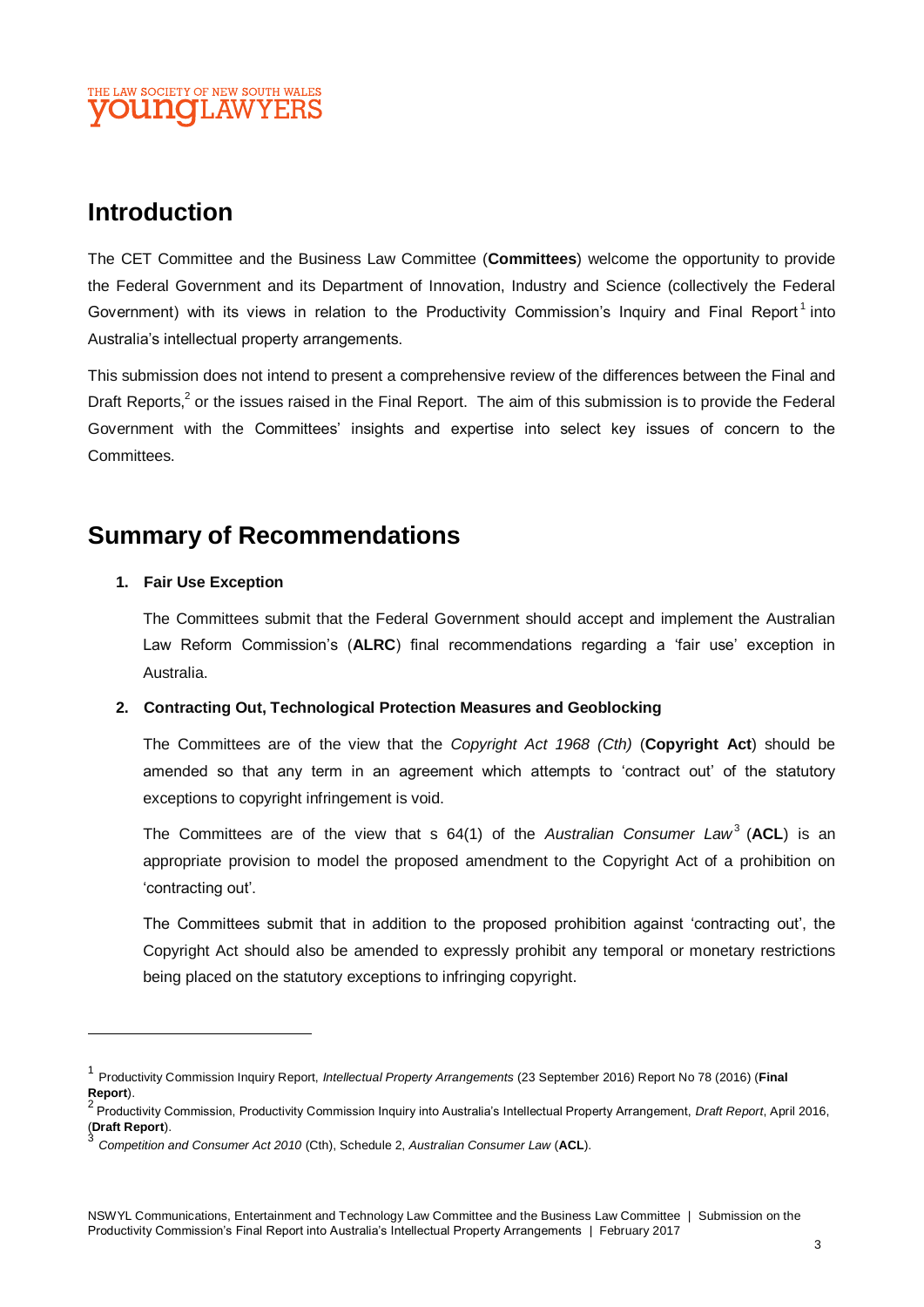# Introduction

The CET Committee and the Business Law Committee (**Committees**) welcome the opportunity to provide the Federal Government and its Department of Innovation, Industry and Science (collectively the Federal Government) with its views in relation to the Productivity Commission's Inquiry and Final Report[1] into Australia's intellectual property arrangements.

This submission does not intend to present a comprehensive review of the differences between the Final and Draft Reports,[2] or the issues raised in the Final Report. The aim of this submission is to provide the Federal Government with the Committees' insights and expertise into select key issues of concern to the Committees.

# Summary of Recommendations

1. **Fair Use Exception**

   The Committees submit that the Federal Government should accept and implement the Australian Law Reform Commission's (**ALRC**) final recommendations regarding a 'fair use' exception in Australia.

2. **Contracting Out, Technological Protection Measures and Geoblocking**

   The Committees are of the view that the *Copyright Act 1968 (Cth)* (**Copyright Act**) should be amended so that any term in an agreement which attempts to 'contract out' of the statutory exceptions to copyright infringement is void.

   The Committees are of the view that s 64(1) of the *Australian Consumer Law*[3] (**ACL**) is an appropriate provision to model the proposed amendment to the Copyright Act of a prohibition on 'contracting out'.

   The Committees submit that in addition to the proposed prohibition against 'contracting out', the Copyright Act should also be amended to expressly prohibit any temporal or monetary restrictions being placed on the statutory exceptions to infringing copyright.

---

[1] Productivity Commission Inquiry Report, *Intellectual Property Arrangements* (23 September 2016) Report No 78 (2016) (**Final Report**).

[2] Productivity Commission, Productivity Commission Inquiry into Australia's Intellectual Property Arrangement, *Draft Report*, April 2016, (**Draft Report**).

[3] *Competition and Consumer Act 2010* (Cth), Schedule 2, *Australian Consumer Law* (**ACL**).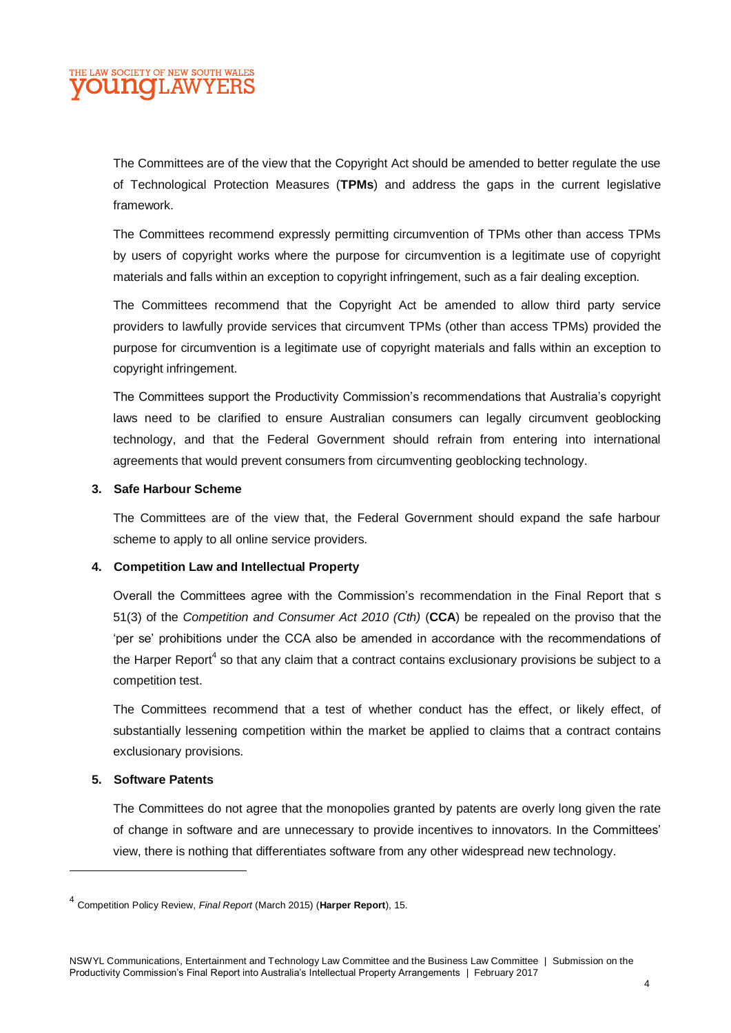The Committees are of the view that the Copyright Act should be amended to better regulate the use of Technological Protection Measures (**TPMs**) and address the gaps in the current legislative framework.

The Committees recommend expressly permitting circumvention of TPMs other than access TPMs by users of copyright works where the purpose for circumvention is a legitimate use of copyright materials and falls within an exception to copyright infringement, such as a fair dealing exception.

The Committees recommend that the Copyright Act be amended to allow third party service providers to lawfully provide services that circumvent TPMs (other than access TPMs) provided the purpose for circumvention is a legitimate use of copyright materials and falls within an exception to copyright infringement.

The Committees support the Productivity Commission's recommendations that Australia's copyright laws need to be clarified to ensure Australian consumers can legally circumvent geoblocking technology, and that the Federal Government should refrain from entering into international agreements that would prevent consumers from circumventing geoblocking technology.

**3. Safe Harbour Scheme**

The Committees are of the view that, the Federal Government should expand the safe harbour scheme to apply to all online service providers.

**4. Competition Law and Intellectual Property**

Overall the Committees agree with the Commission's recommendation in the Final Report that s 51(3) of the *Competition and Consumer Act 2010 (Cth)* (**CCA**) be repealed on the proviso that the 'per se' prohibitions under the CCA also be amended in accordance with the recommendations of the Harper Report[4] so that any claim that a contract contains exclusionary provisions be subject to a competition test.

The Committees recommend that a test of whether conduct has the effect, or likely effect, of substantially lessening competition within the market be applied to claims that a contract contains exclusionary provisions.

**5. Software Patents**

The Committees do not agree that the monopolies granted by patents are overly long given the rate of change in software and are unnecessary to provide incentives to innovators. In the Committees' view, there is nothing that differentiates software from any other widespread new technology.

---

[4] Competition Policy Review, *Final Report* (March 2015) (**Harper Report**), 15.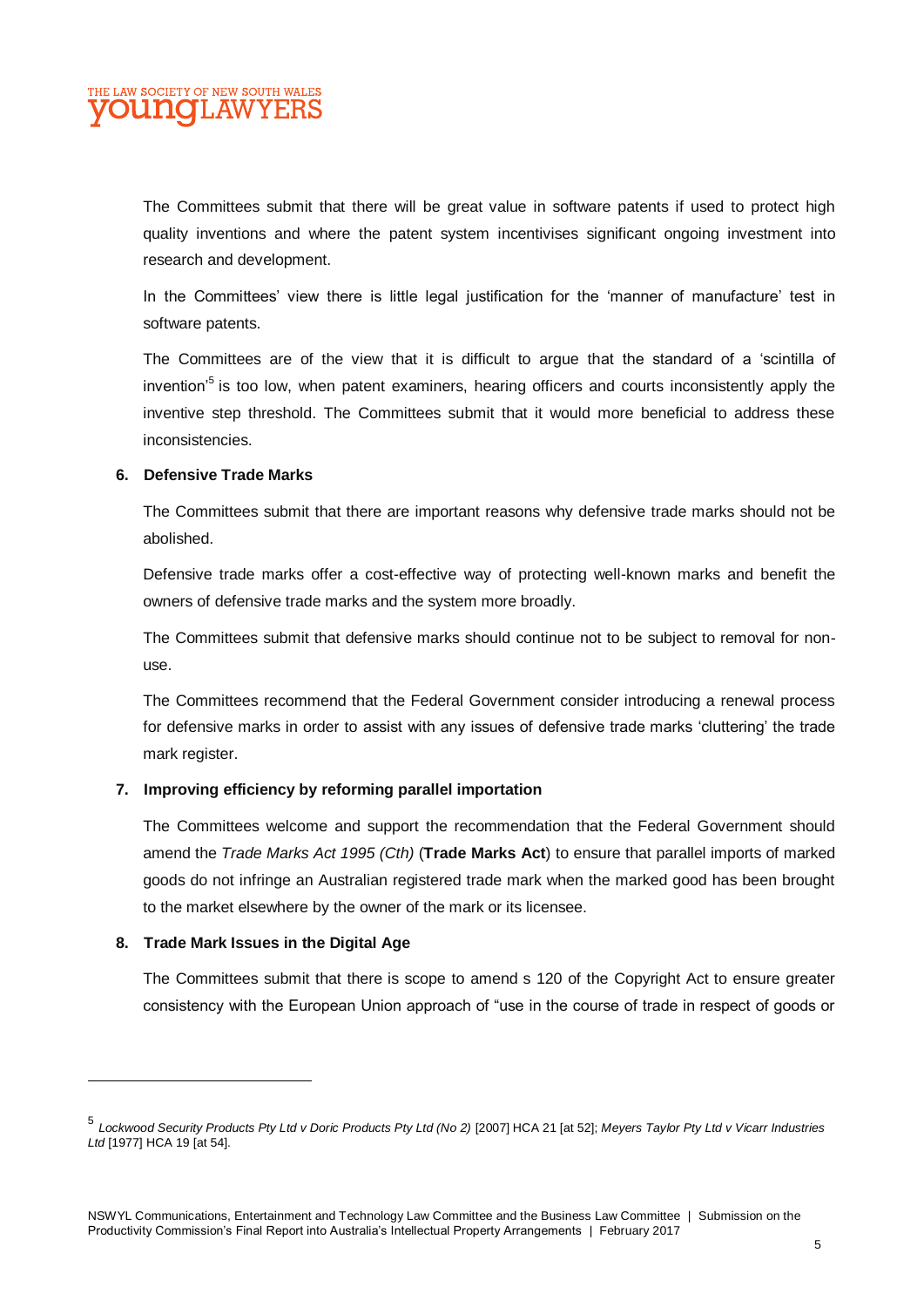The Committees submit that there will be great value in software patents if used to protect high quality inventions and where the patent system incentivises significant ongoing investment into research and development.

In the Committees' view there is little legal justification for the 'manner of manufacture' test in software patents.

The Committees are of the view that it is difficult to argue that the standard of a 'scintilla of invention'[5] is too low, when patent examiners, hearing officers and courts inconsistently apply the inventive step threshold. The Committees submit that it would more beneficial to address these inconsistencies.

### 6. Defensive Trade Marks

The Committees submit that there are important reasons why defensive trade marks should not be abolished.

Defensive trade marks offer a cost-effective way of protecting well-known marks and benefit the owners of defensive trade marks and the system more broadly.

The Committees submit that defensive marks should continue not to be subject to removal for non-use.

The Committees recommend that the Federal Government consider introducing a renewal process for defensive marks in order to assist with any issues of defensive trade marks 'cluttering' the trade mark register.

### 7. Improving efficiency by reforming parallel importation

The Committees welcome and support the recommendation that the Federal Government should amend the *Trade Marks Act 1995 (Cth)* (**Trade Marks Act**) to ensure that parallel imports of marked goods do not infringe an Australian registered trade mark when the marked good has been brought to the market elsewhere by the owner of the mark or its licensee.

### 8. Trade Mark Issues in the Digital Age

The Committees submit that there is scope to amend s 120 of the Copyright Act to ensure greater consistency with the European Union approach of "use in the course of trade in respect of goods or

---

[5] *Lockwood Security Products Pty Ltd v Doric Products Pty Ltd (No 2)* [2007] HCA 21 [at 52]; *Meyers Taylor Pty Ltd v Vicarr Industries Ltd* [1977] HCA 19 [at 54].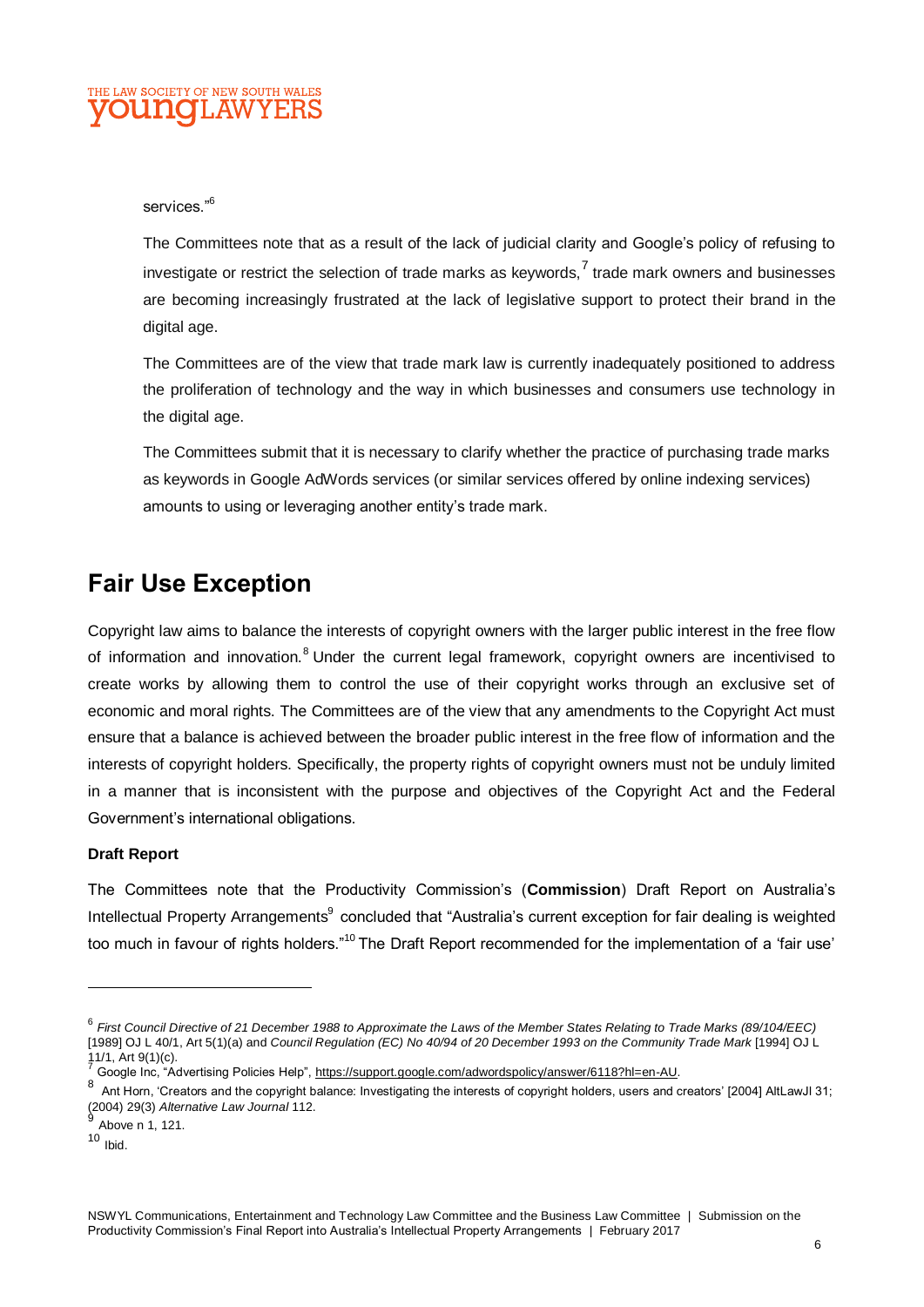services."[6]

The Committees note that as a result of the lack of judicial clarity and Google's policy of refusing to investigate or restrict the selection of trade marks as keywords,[7] trade mark owners and businesses are becoming increasingly frustrated at the lack of legislative support to protect their brand in the digital age.

The Committees are of the view that trade mark law is currently inadequately positioned to address the proliferation of technology and the way in which businesses and consumers use technology in the digital age.

The Committees submit that it is necessary to clarify whether the practice of purchasing trade marks as keywords in Google AdWords services (or similar services offered by online indexing services) amounts to using or leveraging another entity's trade mark.

## Fair Use Exception

Copyright law aims to balance the interests of copyright owners with the larger public interest in the free flow of information and innovation.[8] Under the current legal framework, copyright owners are incentivised to create works by allowing them to control the use of their copyright works through an exclusive set of economic and moral rights. The Committees are of the view that any amendments to the Copyright Act must ensure that a balance is achieved between the broader public interest in the free flow of information and the interests of copyright holders. Specifically, the property rights of copyright owners must not be unduly limited in a manner that is inconsistent with the purpose and objectives of the Copyright Act and the Federal Government's international obligations.

**Draft Report**

The Committees note that the Productivity Commission's (**Commission**) Draft Report on Australia's Intellectual Property Arrangements[9] concluded that "Australia's current exception for fair dealing is weighted too much in favour of rights holders."[10] The Draft Report recommended for the implementation of a 'fair use'

---

[6] *First Council Directive of 21 December 1988 to Approximate the Laws of the Member States Relating to Trade Marks (89/104/EEC)* [1989] OJ L 40/1, Art 5(1)(a) and *Council Regulation (EC) No 40/94 of 20 December 1993 on the Community Trade Mark* [1994] OJ L 11/1, Art 9(1)(c).

[7] Google Inc, "Advertising Policies Help", https://support.google.com/adwordspolicy/answer/6118?hl=en-AU.

[8] Ant Horn, 'Creators and the copyright balance: Investigating the interests of copyright holders, users and creators' [2004] AltLawJl 31; (2004) 29(3) *Alternative Law Journal* 112.

[9] Above n 1, 121.

[10] Ibid.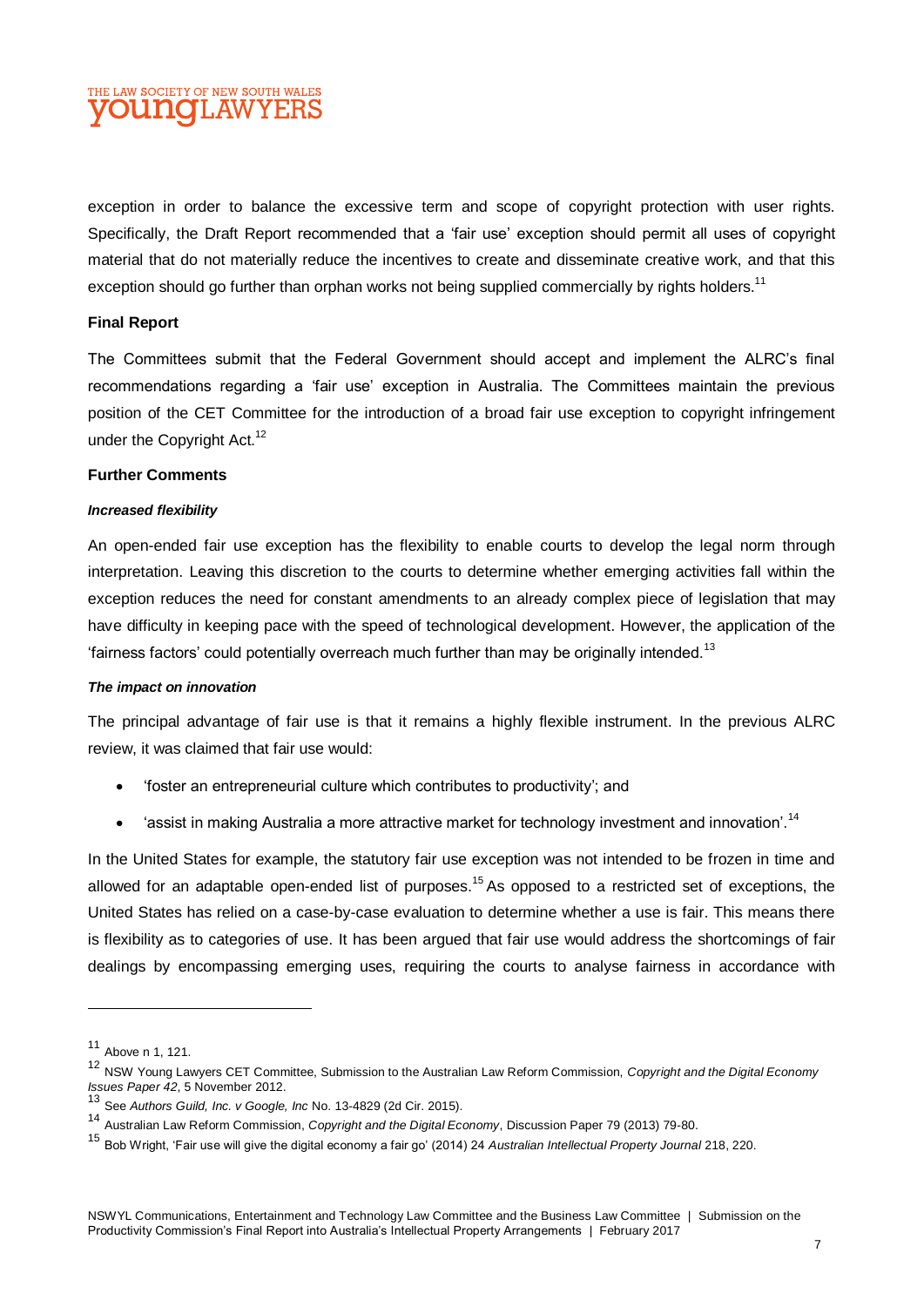exception in order to balance the excessive term and scope of copyright protection with user rights. Specifically, the Draft Report recommended that a 'fair use' exception should permit all uses of copyright material that do not materially reduce the incentives to create and disseminate creative work, and that this exception should go further than orphan works not being supplied commercially by rights holders.[11]

**Final Report**

The Committees submit that the Federal Government should accept and implement the ALRC's final recommendations regarding a 'fair use' exception in Australia. The Committees maintain the previous position of the CET Committee for the introduction of a broad fair use exception to copyright infringement under the Copyright Act.[12]

**Further Comments**

***Increased flexibility***

An open-ended fair use exception has the flexibility to enable courts to develop the legal norm through interpretation. Leaving this discretion to the courts to determine whether emerging activities fall within the exception reduces the need for constant amendments to an already complex piece of legislation that may have difficulty in keeping pace with the speed of technological development. However, the application of the 'fairness factors' could potentially overreach much further than may be originally intended.[13]

***The impact on innovation***

The principal advantage of fair use is that it remains a highly flexible instrument. In the previous ALRC review, it was claimed that fair use would:

- 'foster an entrepreneurial culture which contributes to productivity'; and
- 'assist in making Australia a more attractive market for technology investment and innovation'.[14]

In the United States for example, the statutory fair use exception was not intended to be frozen in time and allowed for an adaptable open-ended list of purposes.[15] As opposed to a restricted set of exceptions, the United States has relied on a case-by-case evaluation to determine whether a use is fair. This means there is flexibility as to categories of use. It has been argued that fair use would address the shortcomings of fair dealings by encompassing emerging uses, requiring the courts to analyse fairness in accordance with

---

[11] Above n 1, 121.

[12] NSW Young Lawyers CET Committee, Submission to the Australian Law Reform Commission, *Copyright and the Digital Economy Issues Paper 42*, 5 November 2012.

[13] See *Authors Guild, Inc. v Google, Inc* No. 13-4829 (2d Cir. 2015).

[14] Australian Law Reform Commission, *Copyright and the Digital Economy*, Discussion Paper 79 (2013) 79-80.

[15] Bob Wright, 'Fair use will give the digital economy a fair go' (2014) 24 *Australian Intellectual Property Journal* 218, 220.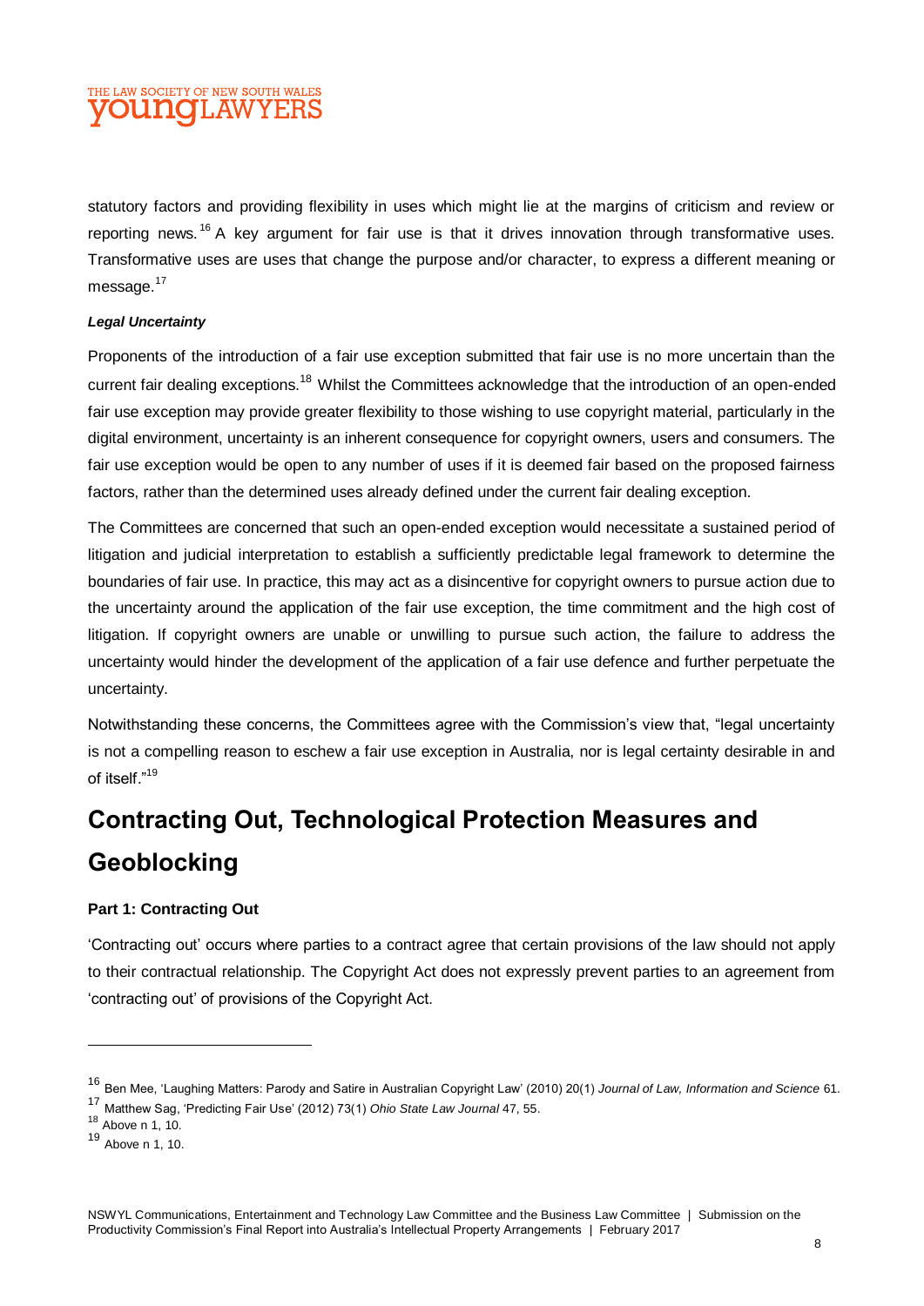statutory factors and providing flexibility in uses which might lie at the margins of criticism and review or reporting news.[16] A key argument for fair use is that it drives innovation through transformative uses. Transformative uses are uses that change the purpose and/or character, to express a different meaning or message.[17]

***Legal Uncertainty***

Proponents of the introduction of a fair use exception submitted that fair use is no more uncertain than the current fair dealing exceptions.[18] Whilst the Committees acknowledge that the introduction of an open-ended fair use exception may provide greater flexibility to those wishing to use copyright material, particularly in the digital environment, uncertainty is an inherent consequence for copyright owners, users and consumers. The fair use exception would be open to any number of uses if it is deemed fair based on the proposed fairness factors, rather than the determined uses already defined under the current fair dealing exception.

The Committees are concerned that such an open-ended exception would necessitate a sustained period of litigation and judicial interpretation to establish a sufficiently predictable legal framework to determine the boundaries of fair use. In practice, this may act as a disincentive for copyright owners to pursue action due to the uncertainty around the application of the fair use exception, the time commitment and the high cost of litigation. If copyright owners are unable or unwilling to pursue such action, the failure to address the uncertainty would hinder the development of the application of a fair use defence and further perpetuate the uncertainty.

Notwithstanding these concerns, the Committees agree with the Commission's view that, "legal uncertainty is not a compelling reason to eschew a fair use exception in Australia, nor is legal certainty desirable in and of itself."[19]

# Contracting Out, Technological Protection Measures and Geoblocking

**Part 1: Contracting Out**

'Contracting out' occurs where parties to a contract agree that certain provisions of the law should not apply to their contractual relationship. The Copyright Act does not expressly prevent parties to an agreement from 'contracting out' of provisions of the Copyright Act.

---

[16] Ben Mee, 'Laughing Matters: Parody and Satire in Australian Copyright Law' (2010) 20(1) *Journal of Law, Information and Science* 61.

[17] Matthew Sag, 'Predicting Fair Use' (2012) 73(1) *Ohio State Law Journal* 47, 55.

[18] Above n 1, 10.

[19] Above n 1, 10.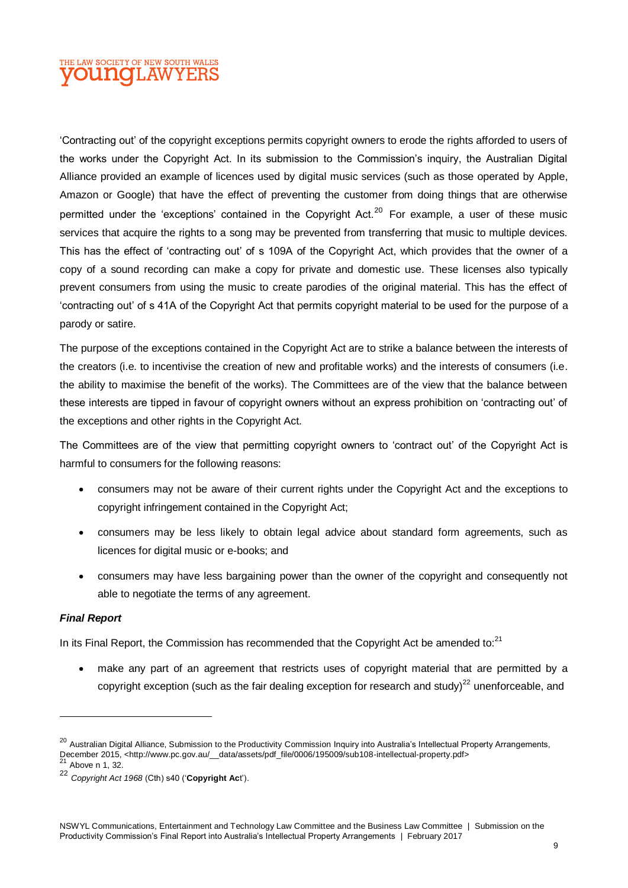'Contracting out' of the copyright exceptions permits copyright owners to erode the rights afforded to users of the works under the Copyright Act. In its submission to the Commission's inquiry, the Australian Digital Alliance provided an example of licences used by digital music services (such as those operated by Apple, Amazon or Google) that have the effect of preventing the customer from doing things that are otherwise permitted under the 'exceptions' contained in the Copyright Act.[20] For example, a user of these music services that acquire the rights to a song may be prevented from transferring that music to multiple devices. This has the effect of 'contracting out' of s 109A of the Copyright Act, which provides that the owner of a copy of a sound recording can make a copy for private and domestic use. These licenses also typically prevent consumers from using the music to create parodies of the original material. This has the effect of 'contracting out' of s 41A of the Copyright Act that permits copyright material to be used for the purpose of a parody or satire.

The purpose of the exceptions contained in the Copyright Act are to strike a balance between the interests of the creators (i.e. to incentivise the creation of new and profitable works) and the interests of consumers (i.e. the ability to maximise the benefit of the works). The Committees are of the view that the balance between these interests are tipped in favour of copyright owners without an express prohibition on 'contracting out' of the exceptions and other rights in the Copyright Act.

The Committees are of the view that permitting copyright owners to 'contract out' of the Copyright Act is harmful to consumers for the following reasons:

- consumers may not be aware of their current rights under the Copyright Act and the exceptions to copyright infringement contained in the Copyright Act;
- consumers may be less likely to obtain legal advice about standard form agreements, such as licences for digital music or e-books; and
- consumers may have less bargaining power than the owner of the copyright and consequently not able to negotiate the terms of any agreement.

***Final Report***

In its Final Report, the Commission has recommended that the Copyright Act be amended to:[21]

- make any part of an agreement that restricts uses of copyright material that are permitted by a copyright exception (such as the fair dealing exception for research and study)[22] unenforceable, and

---

[20] Australian Digital Alliance, Submission to the Productivity Commission Inquiry into Australia's Intellectual Property Arrangements, December 2015, <http://www.pc.gov.au/__data/assets/pdf_file/0006/195009/sub108-intellectual-property.pdf>

[21] Above n 1, 32.

[22] *Copyright Act 1968* (Cth) s40 ('**Copyright Ac**t').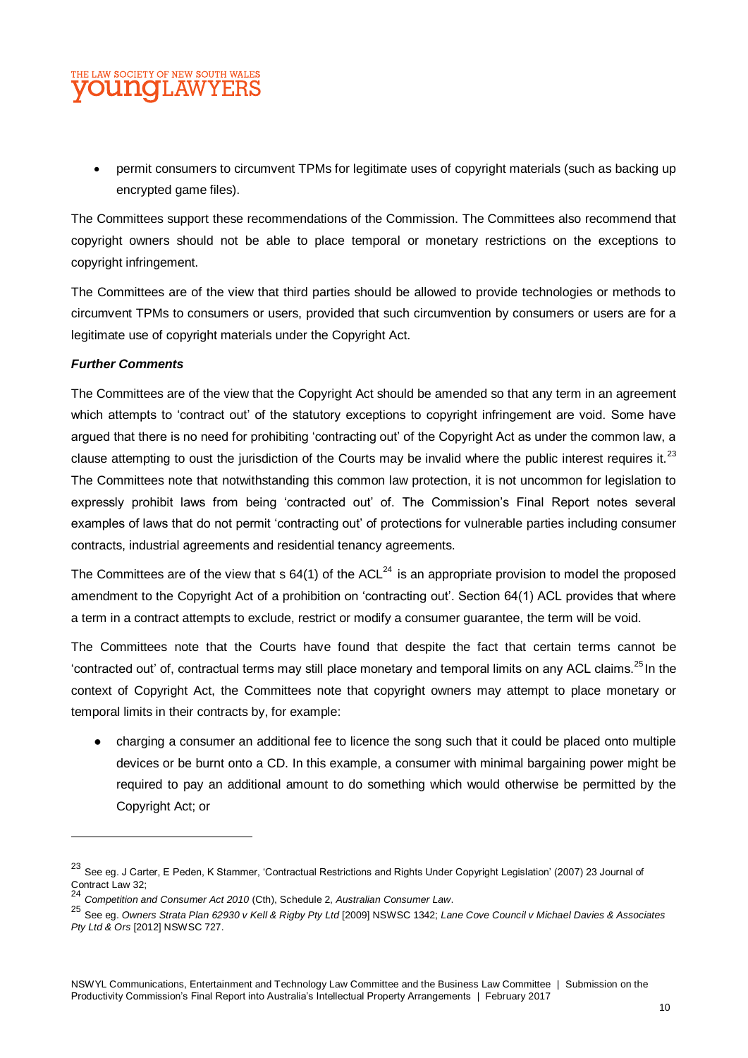- permit consumers to circumvent TPMs for legitimate uses of copyright materials (such as backing up encrypted game files).

The Committees support these recommendations of the Commission. The Committees also recommend that copyright owners should not be able to place temporal or monetary restrictions on the exceptions to copyright infringement.

The Committees are of the view that third parties should be allowed to provide technologies or methods to circumvent TPMs to consumers or users, provided that such circumvention by consumers or users are for a legitimate use of copyright materials under the Copyright Act.

***Further Comments***

The Committees are of the view that the Copyright Act should be amended so that any term in an agreement which attempts to 'contract out' of the statutory exceptions to copyright infringement are void. Some have argued that there is no need for prohibiting 'contracting out' of the Copyright Act as under the common law, a clause attempting to oust the jurisdiction of the Courts may be invalid where the public interest requires it.[23] The Committees note that notwithstanding this common law protection, it is not uncommon for legislation to expressly prohibit laws from being 'contracted out' of. The Commission's Final Report notes several examples of laws that do not permit 'contracting out' of protections for vulnerable parties including consumer contracts, industrial agreements and residential tenancy agreements.

The Committees are of the view that s 64(1) of the ACL[24] is an appropriate provision to model the proposed amendment to the Copyright Act of a prohibition on 'contracting out'. Section 64(1) ACL provides that where a term in a contract attempts to exclude, restrict or modify a consumer guarantee, the term will be void.

The Committees note that the Courts have found that despite the fact that certain terms cannot be 'contracted out' of, contractual terms may still place monetary and temporal limits on any ACL claims.[25] In the context of Copyright Act, the Committees note that copyright owners may attempt to place monetary or temporal limits in their contracts by, for example:

- charging a consumer an additional fee to licence the song such that it could be placed onto multiple devices or be burnt onto a CD. In this example, a consumer with minimal bargaining power might be required to pay an additional amount to do something which would otherwise be permitted by the Copyright Act; or

---

[23] See eg. J Carter, E Peden, K Stammer, 'Contractual Restrictions and Rights Under Copyright Legislation' (2007) 23 Journal of Contract Law 32;

[24] *Competition and Consumer Act 2010* (Cth), Schedule 2, *Australian Consumer Law*.

[25] See eg. *Owners Strata Plan 62930 v Kell & Rigby Pty Ltd* [2009] NSWSC 1342; *Lane Cove Council v Michael Davies & Associates Pty Ltd & Ors* [2012] NSWSC 727.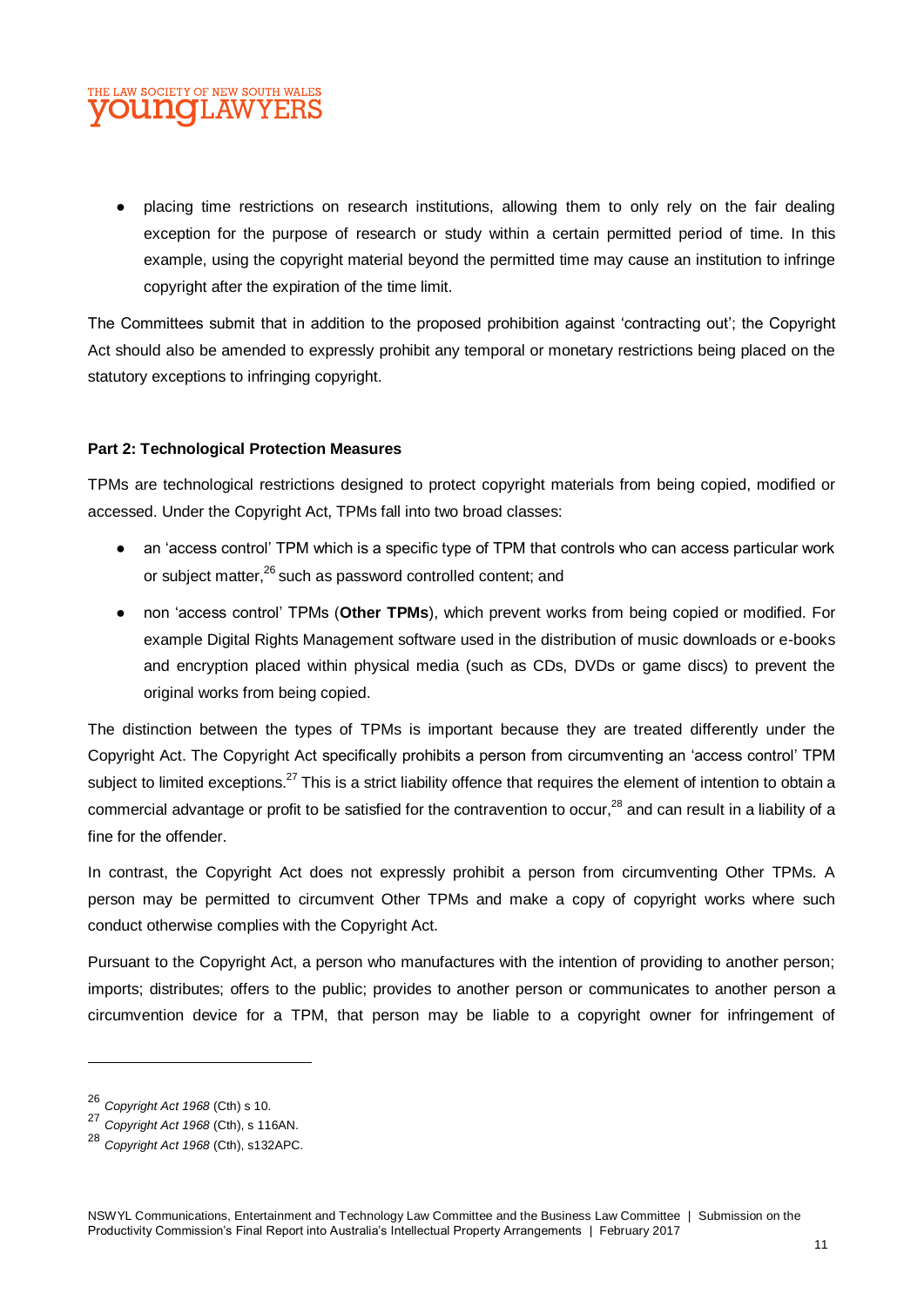- placing time restrictions on research institutions, allowing them to only rely on the fair dealing exception for the purpose of research or study within a certain permitted period of time. In this example, using the copyright material beyond the permitted time may cause an institution to infringe copyright after the expiration of the time limit.

The Committees submit that in addition to the proposed prohibition against 'contracting out'; the Copyright Act should also be amended to expressly prohibit any temporal or monetary restrictions being placed on the statutory exceptions to infringing copyright.

**Part 2: Technological Protection Measures**

TPMs are technological restrictions designed to protect copyright materials from being copied, modified or accessed. Under the Copyright Act, TPMs fall into two broad classes:

- an 'access control' TPM which is a specific type of TPM that controls who can access particular work or subject matter,[26] such as password controlled content; and
- non 'access control' TPMs (**Other TPMs**), which prevent works from being copied or modified. For example Digital Rights Management software used in the distribution of music downloads or e-books and encryption placed within physical media (such as CDs, DVDs or game discs) to prevent the original works from being copied.

The distinction between the types of TPMs is important because they are treated differently under the Copyright Act. The Copyright Act specifically prohibits a person from circumventing an 'access control' TPM subject to limited exceptions.[27] This is a strict liability offence that requires the element of intention to obtain a commercial advantage or profit to be satisfied for the contravention to occur,[28] and can result in a liability of a fine for the offender.

In contrast, the Copyright Act does not expressly prohibit a person from circumventing Other TPMs. A person may be permitted to circumvent Other TPMs and make a copy of copyright works where such conduct otherwise complies with the Copyright Act.

Pursuant to the Copyright Act, a person who manufactures with the intention of providing to another person; imports; distributes; offers to the public; provides to another person or communicates to another person a circumvention device for a TPM, that person may be liable to a copyright owner for infringement of

---

[26] *Copyright Act 1968* (Cth) s 10.

[27] *Copyright Act 1968* (Cth), s 116AN.

[28] *Copyright Act 1968* (Cth), s132APC.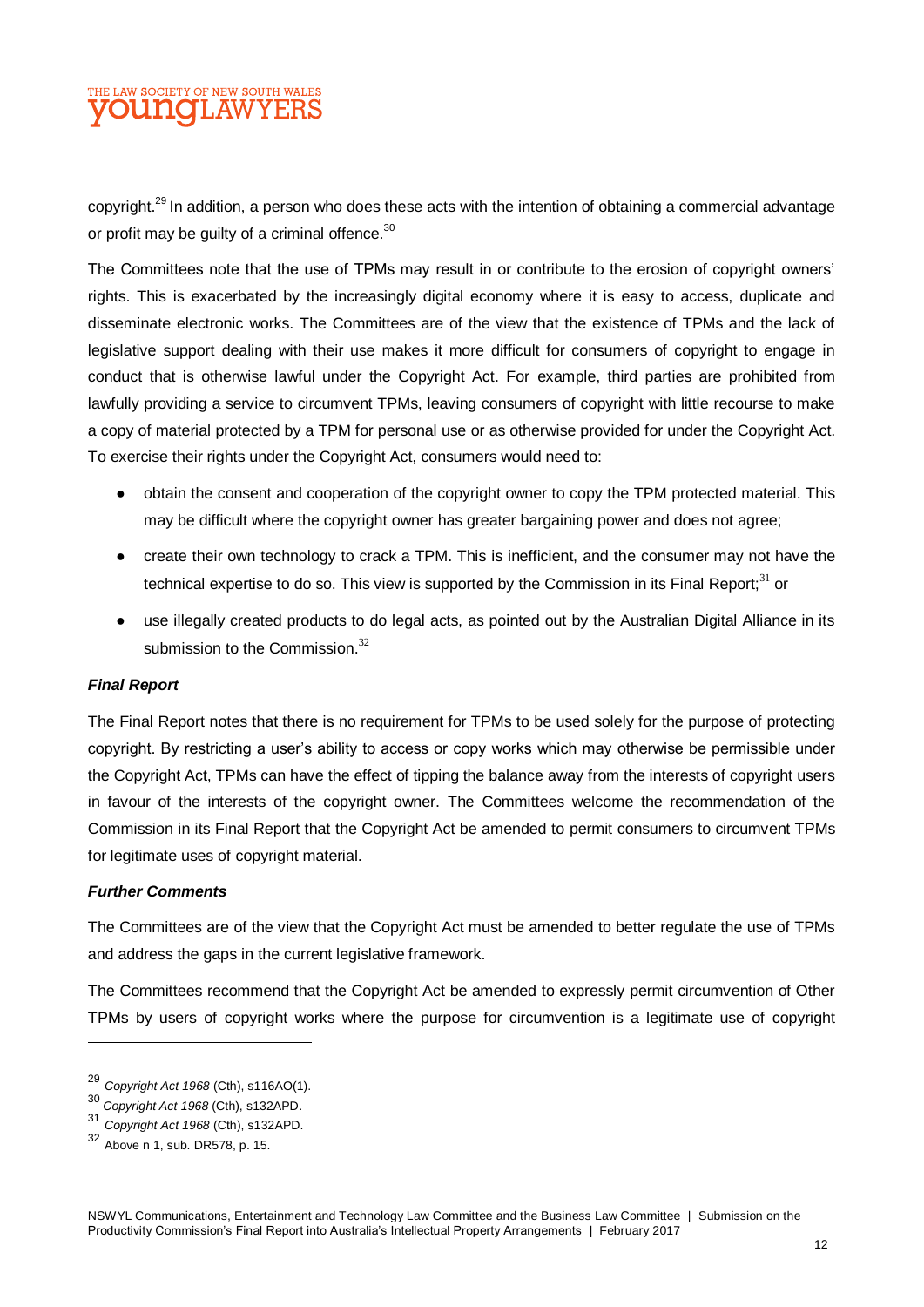copyright.[29] In addition, a person who does these acts with the intention of obtaining a commercial advantage or profit may be guilty of a criminal offence.[30]

The Committees note that the use of TPMs may result in or contribute to the erosion of copyright owners' rights. This is exacerbated by the increasingly digital economy where it is easy to access, duplicate and disseminate electronic works. The Committees are of the view that the existence of TPMs and the lack of legislative support dealing with their use makes it more difficult for consumers of copyright to engage in conduct that is otherwise lawful under the Copyright Act. For example, third parties are prohibited from lawfully providing a service to circumvent TPMs, leaving consumers of copyright with little recourse to make a copy of material protected by a TPM for personal use or as otherwise provided for under the Copyright Act. To exercise their rights under the Copyright Act, consumers would need to:

- obtain the consent and cooperation of the copyright owner to copy the TPM protected material. This may be difficult where the copyright owner has greater bargaining power and does not agree;
- create their own technology to crack a TPM. This is inefficient, and the consumer may not have the technical expertise to do so. This view is supported by the Commission in its Final Report;[31] or
- use illegally created products to do legal acts, as pointed out by the Australian Digital Alliance in its submission to the Commission.[32]

***Final Report***

The Final Report notes that there is no requirement for TPMs to be used solely for the purpose of protecting copyright. By restricting a user's ability to access or copy works which may otherwise be permissible under the Copyright Act, TPMs can have the effect of tipping the balance away from the interests of copyright users in favour of the interests of the copyright owner. The Committees welcome the recommendation of the Commission in its Final Report that the Copyright Act be amended to permit consumers to circumvent TPMs for legitimate uses of copyright material.

***Further Comments***

The Committees are of the view that the Copyright Act must be amended to better regulate the use of TPMs and address the gaps in the current legislative framework.

The Committees recommend that the Copyright Act be amended to expressly permit circumvention of Other TPMs by users of copyright works where the purpose for circumvention is a legitimate use of copyright

---

[29] *Copyright Act 1968* (Cth), s116AO(1).

[30] *Copyright Act 1968* (Cth), s132APD.

[31] *Copyright Act 1968* (Cth), s132APD.

[32] Above n 1, sub. DR578, p. 15.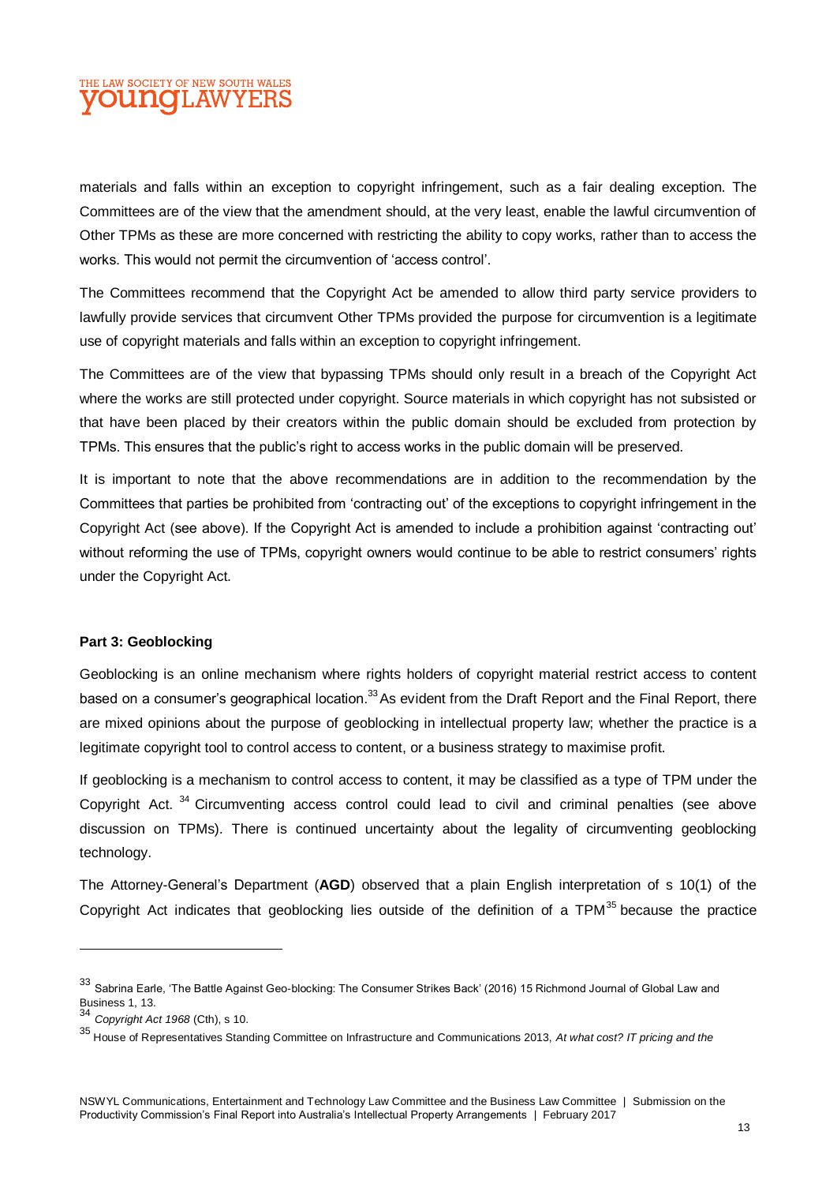materials and falls within an exception to copyright infringement, such as a fair dealing exception. The Committees are of the view that the amendment should, at the very least, enable the lawful circumvention of Other TPMs as these are more concerned with restricting the ability to copy works, rather than to access the works. This would not permit the circumvention of 'access control'.

The Committees recommend that the Copyright Act be amended to allow third party service providers to lawfully provide services that circumvent Other TPMs provided the purpose for circumvention is a legitimate use of copyright materials and falls within an exception to copyright infringement.

The Committees are of the view that bypassing TPMs should only result in a breach of the Copyright Act where the works are still protected under copyright. Source materials in which copyright has not subsisted or that have been placed by their creators within the public domain should be excluded from protection by TPMs. This ensures that the public's right to access works in the public domain will be preserved.

It is important to note that the above recommendations are in addition to the recommendation by the Committees that parties be prohibited from 'contracting out' of the exceptions to copyright infringement in the Copyright Act (see above). If the Copyright Act is amended to include a prohibition against 'contracting out' without reforming the use of TPMs, copyright owners would continue to be able to restrict consumers' rights under the Copyright Act.

**Part 3: Geoblocking**

Geoblocking is an online mechanism where rights holders of copyright material restrict access to content based on a consumer's geographical location.[33] As evident from the Draft Report and the Final Report, there are mixed opinions about the purpose of geoblocking in intellectual property law; whether the practice is a legitimate copyright tool to control access to content, or a business strategy to maximise profit.

If geoblocking is a mechanism to control access to content, it may be classified as a type of TPM under the Copyright Act.[34] Circumventing access control could lead to civil and criminal penalties (see above discussion on TPMs). There is continued uncertainty about the legality of circumventing geoblocking technology.

The Attorney-General's Department (**AGD**) observed that a plain English interpretation of s 10(1) of the Copyright Act indicates that geoblocking lies outside of the definition of a TPM[35] because the practice

---

[33] Sabrina Earle, 'The Battle Against Geo-blocking: The Consumer Strikes Back' (2016) 15 Richmond Journal of Global Law and Business 1, 13.

[34] *Copyright Act 1968* (Cth), s 10.

[35] House of Representatives Standing Committee on Infrastructure and Communications 2013, *At what cost? IT pricing and the*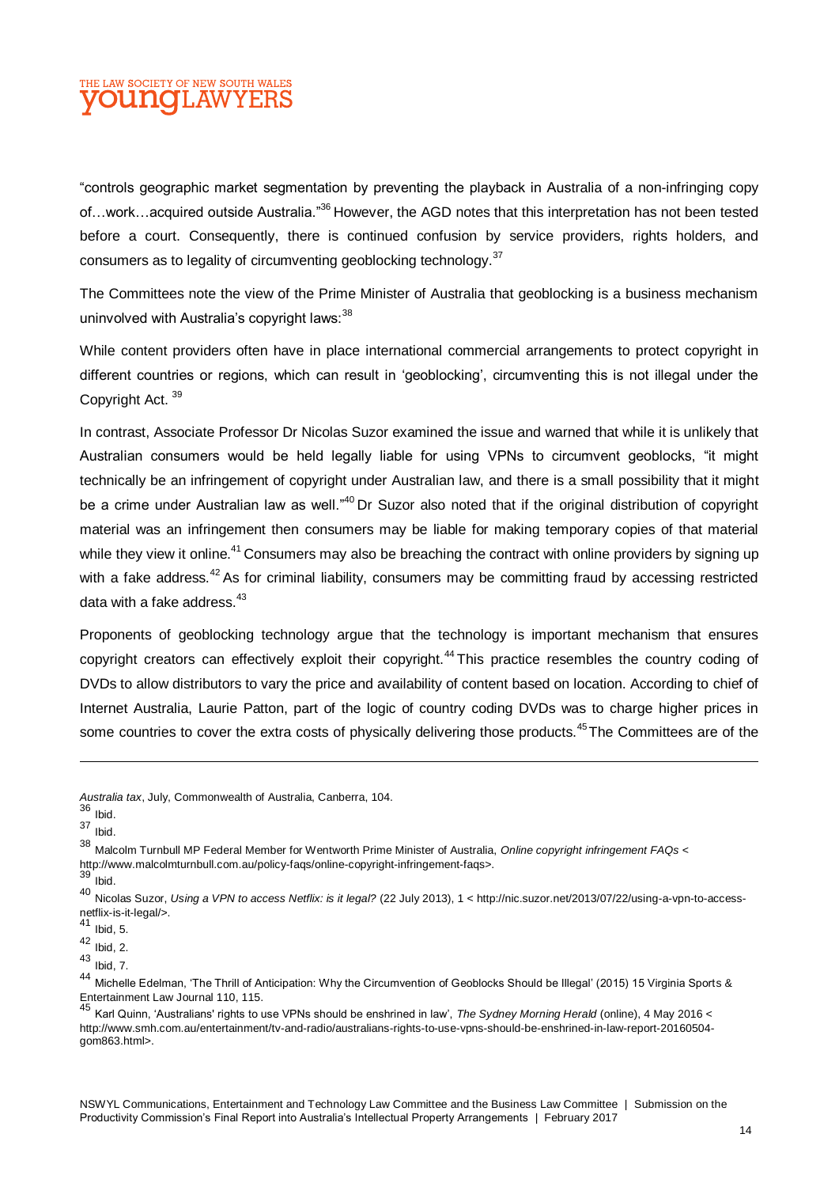"controls geographic market segmentation by preventing the playback in Australia of a non-infringing copy of…work…acquired outside Australia."[36] However, the AGD notes that this interpretation has not been tested before a court. Consequently, there is continued confusion by service providers, rights holders, and consumers as to legality of circumventing geoblocking technology.[37]

The Committees note the view of the Prime Minister of Australia that geoblocking is a business mechanism uninvolved with Australia's copyright laws:[38]

While content providers often have in place international commercial arrangements to protect copyright in different countries or regions, which can result in 'geoblocking', circumventing this is not illegal under the Copyright Act. [39]

In contrast, Associate Professor Dr Nicolas Suzor examined the issue and warned that while it is unlikely that Australian consumers would be held legally liable for using VPNs to circumvent geoblocks, "it might technically be an infringement of copyright under Australian law, and there is a small possibility that it might be a crime under Australian law as well."[40] Dr Suzor also noted that if the original distribution of copyright material was an infringement then consumers may be liable for making temporary copies of that material while they view it online.[41] Consumers may also be breaching the contract with online providers by signing up with a fake address.[42] As for criminal liability, consumers may be committing fraud by accessing restricted data with a fake address.[43]

Proponents of geoblocking technology argue that the technology is important mechanism that ensures copyright creators can effectively exploit their copyright.[44] This practice resembles the country coding of DVDs to allow distributors to vary the price and availability of content based on location. According to chief of Internet Australia, Laurie Patton, part of the logic of country coding DVDs was to charge higher prices in some countries to cover the extra costs of physically delivering those products.[45] The Committees are of the

---

*Australia tax*, July, Commonwealth of Australia, Canberra, 104.

[36] Ibid.

[37] Ibid.

[38] Malcolm Turnbull MP Federal Member for Wentworth Prime Minister of Australia, *Online copyright infringement FAQs* < http://www.malcolmturnbull.com.au/policy-faqs/online-copyright-infringement-faqs>.

[39] Ibid.

[40] Nicolas Suzor, *Using a VPN to access Netflix: is it legal?* (22 July 2013), 1 < http://nic.suzor.net/2013/07/22/using-a-vpn-to-access-netflix-is-it-legal/>.

[41] Ibid, 5.

[42] Ibid, 2.

[43] Ibid, 7.

[44] Michelle Edelman, 'The Thrill of Anticipation: Why the Circumvention of Geoblocks Should be Illegal' (2015) 15 Virginia Sports & Entertainment Law Journal 110, 115.

[45] Karl Quinn, 'Australians' rights to use VPNs should be enshrined in law', *The Sydney Morning Herald* (online), 4 May 2016 < http://www.smh.com.au/entertainment/tv-and-radio/australians-rights-to-use-vpns-should-be-enshrined-in-law-report-20160504-gom863.html>.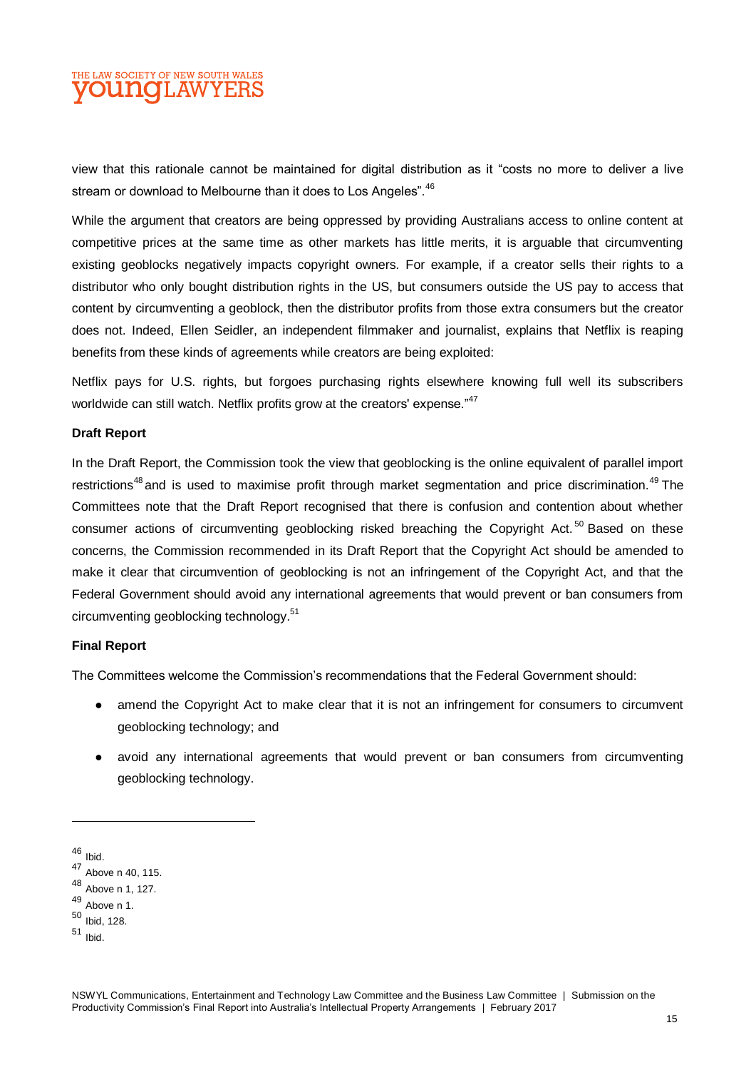view that this rationale cannot be maintained for digital distribution as it "costs no more to deliver a live stream or download to Melbourne than it does to Los Angeles".[46]

While the argument that creators are being oppressed by providing Australians access to online content at competitive prices at the same time as other markets has little merits, it is arguable that circumventing existing geoblocks negatively impacts copyright owners. For example, if a creator sells their rights to a distributor who only bought distribution rights in the US, but consumers outside the US pay to access that content by circumventing a geoblock, then the distributor profits from those extra consumers but the creator does not. Indeed, Ellen Seidler, an independent filmmaker and journalist, explains that Netflix is reaping benefits from these kinds of agreements while creators are being exploited:

Netflix pays for U.S. rights, but forgoes purchasing rights elsewhere knowing full well its subscribers worldwide can still watch. Netflix profits grow at the creators' expense."[47]

**Draft Report**

In the Draft Report, the Commission took the view that geoblocking is the online equivalent of parallel import restrictions[48] and is used to maximise profit through market segmentation and price discrimination.[49] The Committees note that the Draft Report recognised that there is confusion and contention about whether consumer actions of circumventing geoblocking risked breaching the Copyright Act.[50] Based on these concerns, the Commission recommended in its Draft Report that the Copyright Act should be amended to make it clear that circumvention of geoblocking is not an infringement of the Copyright Act, and that the Federal Government should avoid any international agreements that would prevent or ban consumers from circumventing geoblocking technology.[51]

**Final Report**

The Committees welcome the Commission's recommendations that the Federal Government should:

- amend the Copyright Act to make clear that it is not an infringement for consumers to circumvent geoblocking technology; and
- avoid any international agreements that would prevent or ban consumers from circumventing geoblocking technology.

---

[46] Ibid.
[47] Above n 40, 115.
[48] Above n 1, 127.
[49] Above n 1.
[50] Ibid, 128.
[51] Ibid.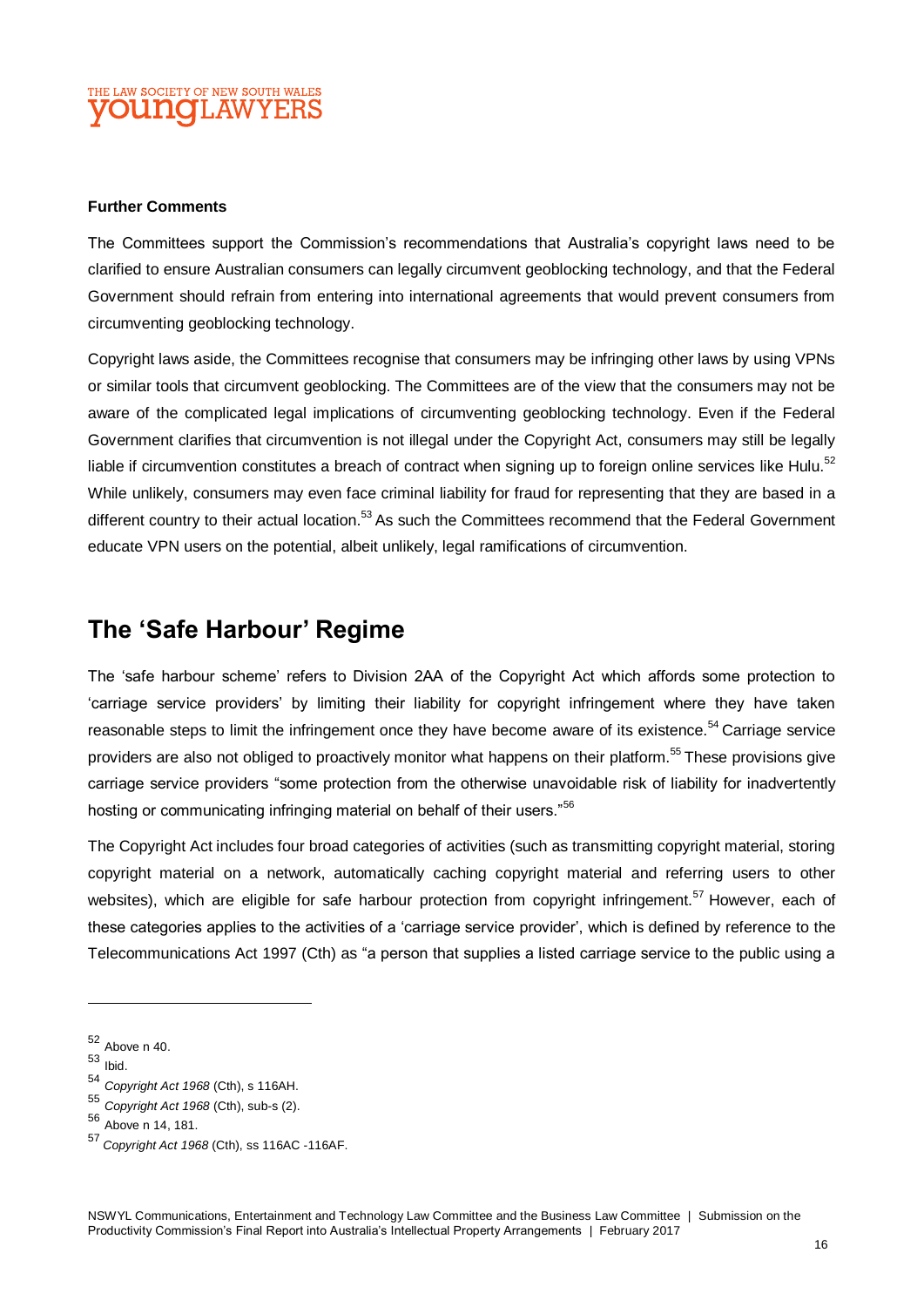**Further Comments**

The Committees support the Commission's recommendations that Australia's copyright laws need to be clarified to ensure Australian consumers can legally circumvent geoblocking technology, and that the Federal Government should refrain from entering into international agreements that would prevent consumers from circumventing geoblocking technology.

Copyright laws aside, the Committees recognise that consumers may be infringing other laws by using VPNs or similar tools that circumvent geoblocking. The Committees are of the view that the consumers may not be aware of the complicated legal implications of circumventing geoblocking technology. Even if the Federal Government clarifies that circumvention is not illegal under the Copyright Act, consumers may still be legally liable if circumvention constitutes a breach of contract when signing up to foreign online services like Hulu.[52] While unlikely, consumers may even face criminal liability for fraud for representing that they are based in a different country to their actual location.[53] As such the Committees recommend that the Federal Government educate VPN users on the potential, albeit unlikely, legal ramifications of circumvention.

## The 'Safe Harbour' Regime

The 'safe harbour scheme' refers to Division 2AA of the Copyright Act which affords some protection to 'carriage service providers' by limiting their liability for copyright infringement where they have taken reasonable steps to limit the infringement once they have become aware of its existence.[54] Carriage service providers are also not obliged to proactively monitor what happens on their platform.[55] These provisions give carriage service providers "some protection from the otherwise unavoidable risk of liability for inadvertently hosting or communicating infringing material on behalf of their users."[56]

The Copyright Act includes four broad categories of activities (such as transmitting copyright material, storing copyright material on a network, automatically caching copyright material and referring users to other websites), which are eligible for safe harbour protection from copyright infringement.[57] However, each of these categories applies to the activities of a 'carriage service provider', which is defined by reference to the Telecommunications Act 1997 (Cth) as "a person that supplies a listed carriage service to the public using a

---

[52] Above n 40.

[53] Ibid.

[54] *Copyright Act 1968* (Cth), s 116AH.

[55] *Copyright Act 1968* (Cth), sub-s (2).

[56] Above n 14, 181.

[57] *Copyright Act 1968* (Cth), ss 116AC -116AF.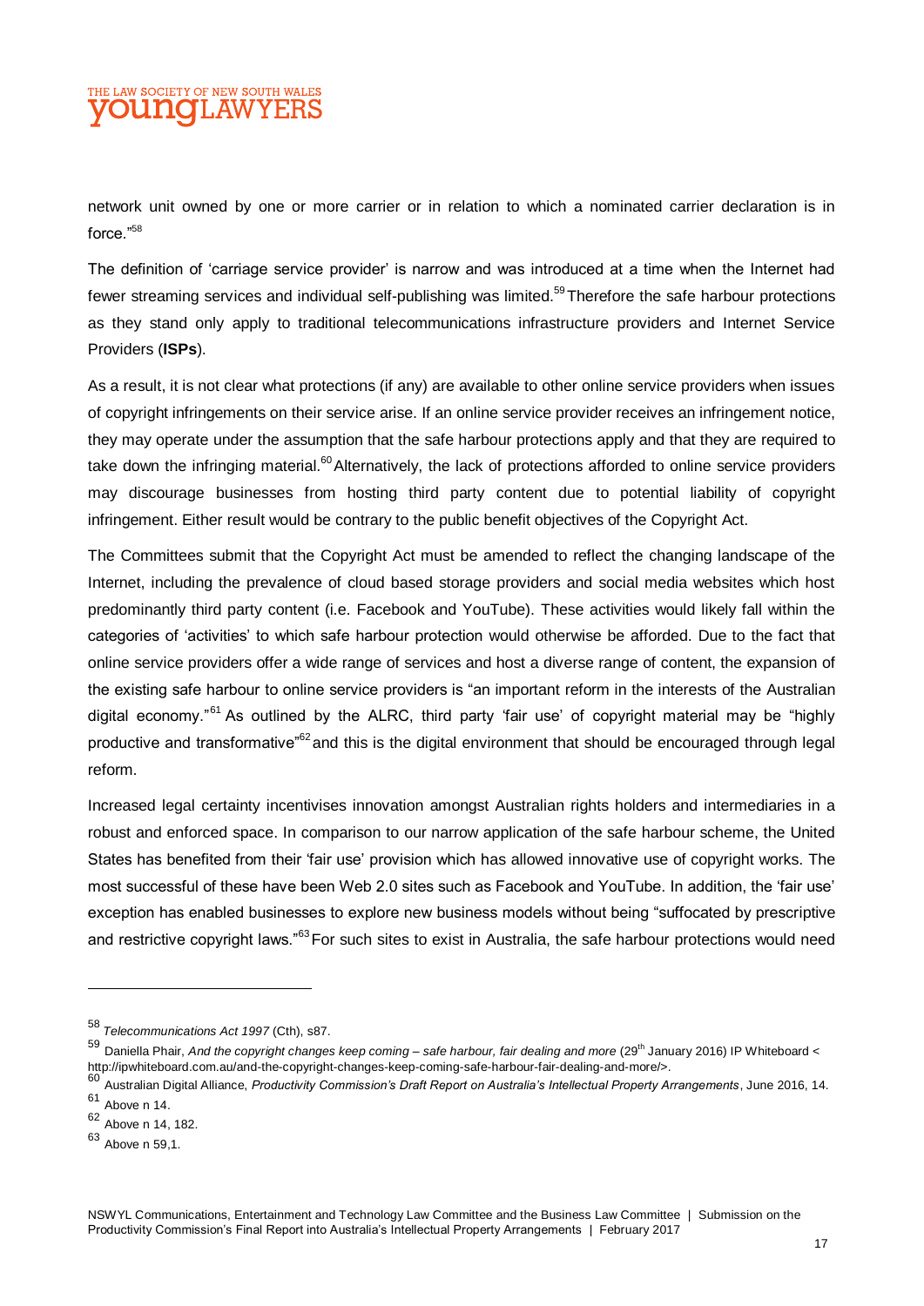network unit owned by one or more carrier or in relation to which a nominated carrier declaration is in force."[58]

The definition of 'carriage service provider' is narrow and was introduced at a time when the Internet had fewer streaming services and individual self-publishing was limited.[59] Therefore the safe harbour protections as they stand only apply to traditional telecommunications infrastructure providers and Internet Service Providers (**ISPs**).

As a result, it is not clear what protections (if any) are available to other online service providers when issues of copyright infringements on their service arise. If an online service provider receives an infringement notice, they may operate under the assumption that the safe harbour protections apply and that they are required to take down the infringing material.[60] Alternatively, the lack of protections afforded to online service providers may discourage businesses from hosting third party content due to potential liability of copyright infringement. Either result would be contrary to the public benefit objectives of the Copyright Act.

The Committees submit that the Copyright Act must be amended to reflect the changing landscape of the Internet, including the prevalence of cloud based storage providers and social media websites which host predominantly third party content (i.e. Facebook and YouTube). These activities would likely fall within the categories of 'activities' to which safe harbour protection would otherwise be afforded. Due to the fact that online service providers offer a wide range of services and host a diverse range of content, the expansion of the existing safe harbour to online service providers is "an important reform in the interests of the Australian digital economy."[61] As outlined by the ALRC, third party 'fair use' of copyright material may be "highly productive and transformative"[62] and this is the digital environment that should be encouraged through legal reform.

Increased legal certainty incentivises innovation amongst Australian rights holders and intermediaries in a robust and enforced space. In comparison to our narrow application of the safe harbour scheme, the United States has benefited from their 'fair use' provision which has allowed innovative use of copyright works. The most successful of these have been Web 2.0 sites such as Facebook and YouTube. In addition, the 'fair use' exception has enabled businesses to explore new business models without being "suffocated by prescriptive and restrictive copyright laws."[63] For such sites to exist in Australia, the safe harbour protections would need

---

[58] *Telecommunications Act 1997* (Cth), s87.

[59] Daniella Phair, *And the copyright changes keep coming – safe harbour, fair dealing and more* (29th January 2016) IP Whiteboard < http://ipwhiteboard.com.au/and-the-copyright-changes-keep-coming-safe-harbour-fair-dealing-and-more/>.

[60] Australian Digital Alliance, *Productivity Commission's Draft Report on Australia's Intellectual Property Arrangements*, June 2016, 14.

[61] Above n 14.

[62] Above n 14, 182.

[63] Above n 59,1.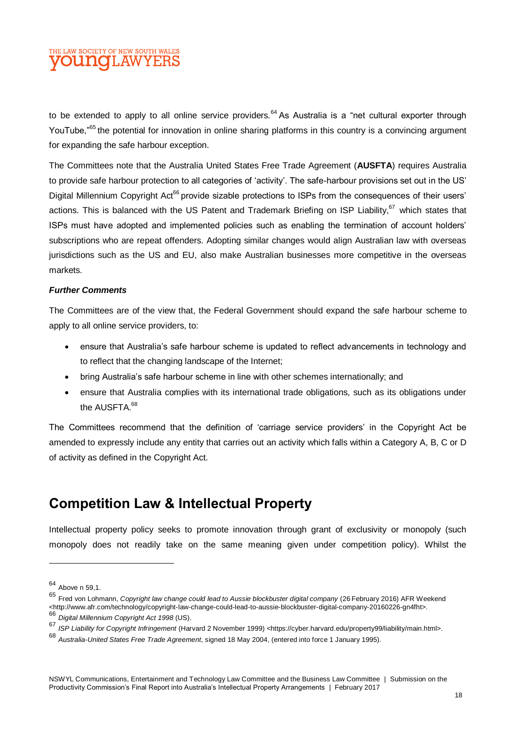to be extended to apply to all online service providers.[64] As Australia is a "net cultural exporter through YouTube,"[65] the potential for innovation in online sharing platforms in this country is a convincing argument for expanding the safe harbour exception.

The Committees note that the Australia United States Free Trade Agreement (**AUSFTA**) requires Australia to provide safe harbour protection to all categories of 'activity'. The safe-harbour provisions set out in the US' Digital Millennium Copyright Act[66] provide sizable protections to ISPs from the consequences of their users' actions. This is balanced with the US Patent and Trademark Briefing on ISP Liability,[67] which states that ISPs must have adopted and implemented policies such as enabling the termination of account holders' subscriptions who are repeat offenders. Adopting similar changes would align Australian law with overseas jurisdictions such as the US and EU, also make Australian businesses more competitive in the overseas markets.

***Further Comments***

The Committees are of the view that, the Federal Government should expand the safe harbour scheme to apply to all online service providers, to:

- ensure that Australia's safe harbour scheme is updated to reflect advancements in technology and to reflect that the changing landscape of the Internet;
- bring Australia's safe harbour scheme in line with other schemes internationally; and
- ensure that Australia complies with its international trade obligations, such as its obligations under the AUSFTA.[68]

The Committees recommend that the definition of 'carriage service providers' in the Copyright Act be amended to expressly include any entity that carries out an activity which falls within a Category A, B, C or D of activity as defined in the Copyright Act.

## Competition Law & Intellectual Property

Intellectual property policy seeks to promote innovation through grant of exclusivity or monopoly (such monopoly does not readily take on the same meaning given under competition policy). Whilst the

---

[64] Above n 59,1.

[65] Fred von Lohmann, *Copyright law change could lead to Aussie blockbuster digital company* (26 February 2016) AFR Weekend <http://www.afr.com/technology/copyright-law-change-could-lead-to-aussie-blockbuster-digital-company-20160226-gn4fht>.

[66] *Digital Millennium Copyright Act 1998* (US).

[67] *ISP Liability for Copyright Infringement* (Harvard 2 November 1999) <https://cyber.harvard.edu/property99/liability/main.html>.

[68] *Australia-United States Free Trade Agreement*, signed 18 May 2004, (entered into force 1 January 1995).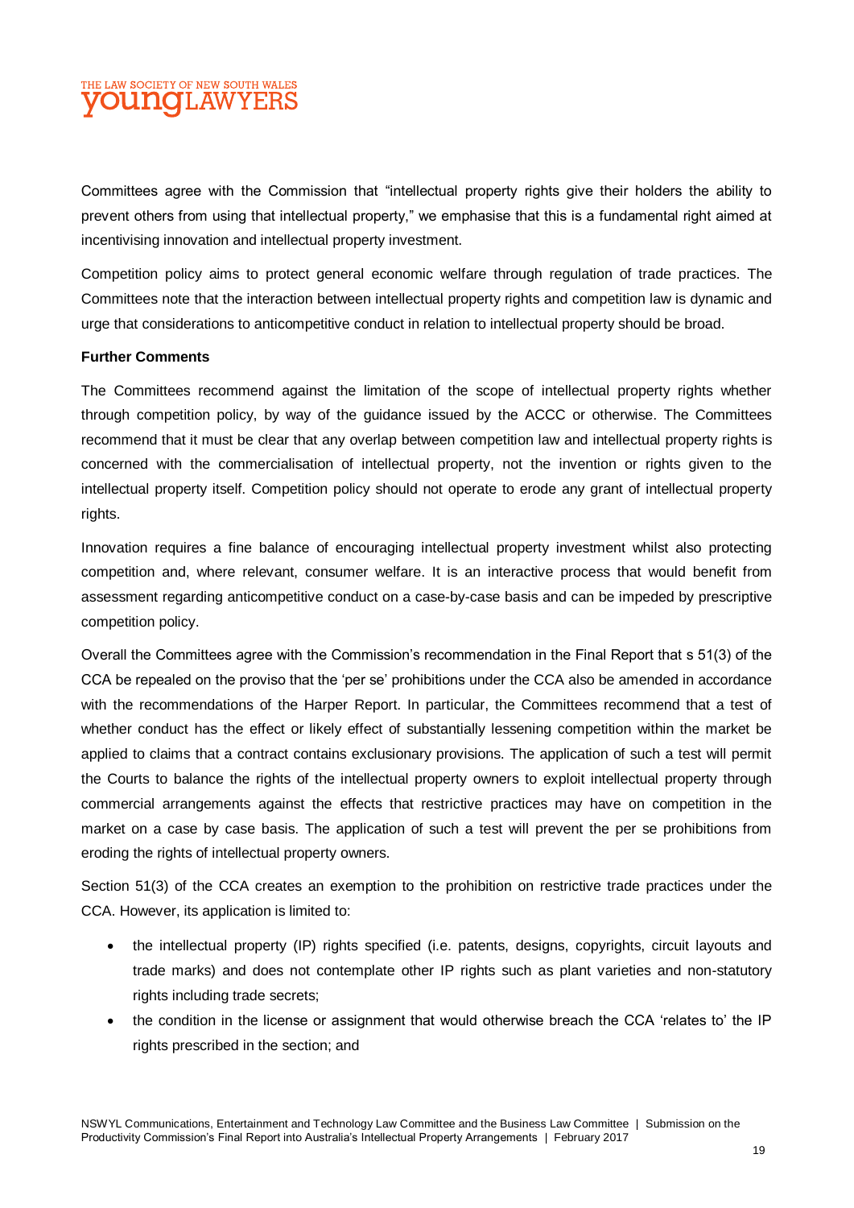Committees agree with the Commission that "intellectual property rights give their holders the ability to prevent others from using that intellectual property," we emphasise that this is a fundamental right aimed at incentivising innovation and intellectual property investment.

Competition policy aims to protect general economic welfare through regulation of trade practices. The Committees note that the interaction between intellectual property rights and competition law is dynamic and urge that considerations to anticompetitive conduct in relation to intellectual property should be broad.

**Further Comments**

The Committees recommend against the limitation of the scope of intellectual property rights whether through competition policy, by way of the guidance issued by the ACCC or otherwise. The Committees recommend that it must be clear that any overlap between competition law and intellectual property rights is concerned with the commercialisation of intellectual property, not the invention or rights given to the intellectual property itself. Competition policy should not operate to erode any grant of intellectual property rights.

Innovation requires a fine balance of encouraging intellectual property investment whilst also protecting competition and, where relevant, consumer welfare. It is an interactive process that would benefit from assessment regarding anticompetitive conduct on a case-by-case basis and can be impeded by prescriptive competition policy.

Overall the Committees agree with the Commission's recommendation in the Final Report that s 51(3) of the CCA be repealed on the proviso that the 'per se' prohibitions under the CCA also be amended in accordance with the recommendations of the Harper Report. In particular, the Committees recommend that a test of whether conduct has the effect or likely effect of substantially lessening competition within the market be applied to claims that a contract contains exclusionary provisions. The application of such a test will permit the Courts to balance the rights of the intellectual property owners to exploit intellectual property through commercial arrangements against the effects that restrictive practices may have on competition in the market on a case by case basis. The application of such a test will prevent the per se prohibitions from eroding the rights of intellectual property owners.

Section 51(3) of the CCA creates an exemption to the prohibition on restrictive trade practices under the CCA. However, its application is limited to:

- the intellectual property (IP) rights specified (i.e. patents, designs, copyrights, circuit layouts and trade marks) and does not contemplate other IP rights such as plant varieties and non-statutory rights including trade secrets;
- the condition in the license or assignment that would otherwise breach the CCA 'relates to' the IP rights prescribed in the section; and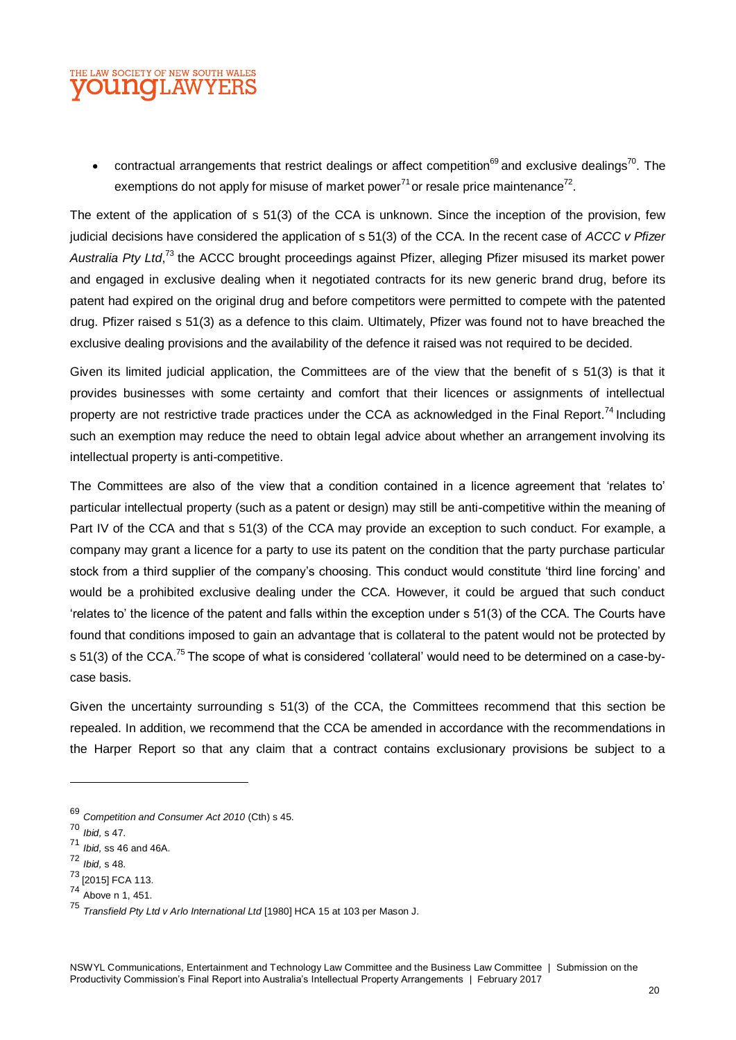- contractual arrangements that restrict dealings or affect competition[69] and exclusive dealings[70]. The exemptions do not apply for misuse of market power[71] or resale price maintenance[72].

The extent of the application of s 51(3) of the CCA is unknown. Since the inception of the provision, few judicial decisions have considered the application of s 51(3) of the CCA. In the recent case of *ACCC v Pfizer Australia Pty Ltd*,[73] the ACCC brought proceedings against Pfizer, alleging Pfizer misused its market power and engaged in exclusive dealing when it negotiated contracts for its new generic brand drug, before its patent had expired on the original drug and before competitors were permitted to compete with the patented drug. Pfizer raised s 51(3) as a defence to this claim. Ultimately, Pfizer was found not to have breached the exclusive dealing provisions and the availability of the defence it raised was not required to be decided.

Given its limited judicial application, the Committees are of the view that the benefit of s 51(3) is that it provides businesses with some certainty and comfort that their licences or assignments of intellectual property are not restrictive trade practices under the CCA as acknowledged in the Final Report.[74] Including such an exemption may reduce the need to obtain legal advice about whether an arrangement involving its intellectual property is anti-competitive.

The Committees are also of the view that a condition contained in a licence agreement that 'relates to' particular intellectual property (such as a patent or design) may still be anti-competitive within the meaning of Part IV of the CCA and that s 51(3) of the CCA may provide an exception to such conduct. For example, a company may grant a licence for a party to use its patent on the condition that the party purchase particular stock from a third supplier of the company's choosing. This conduct would constitute 'third line forcing' and would be a prohibited exclusive dealing under the CCA. However, it could be argued that such conduct 'relates to' the licence of the patent and falls within the exception under s 51(3) of the CCA. The Courts have found that conditions imposed to gain an advantage that is collateral to the patent would not be protected by s 51(3) of the CCA.[75] The scope of what is considered 'collateral' would need to be determined on a case-by-case basis.

Given the uncertainty surrounding s 51(3) of the CCA, the Committees recommend that this section be repealed. In addition, we recommend that the CCA be amended in accordance with the recommendations in the Harper Report so that any claim that a contract contains exclusionary provisions be subject to a

---

[69] *Competition and Consumer Act 2010* (Cth) s 45.

[70] *Ibid*, s 47.

[71] *Ibid*, ss 46 and 46A.

[72] *Ibid*, s 48.

[73] [2015] FCA 113.

[74] Above n 1, 451.

[75] *Transfield Pty Ltd v Arlo International Ltd* [1980] HCA 15 at 103 per Mason J.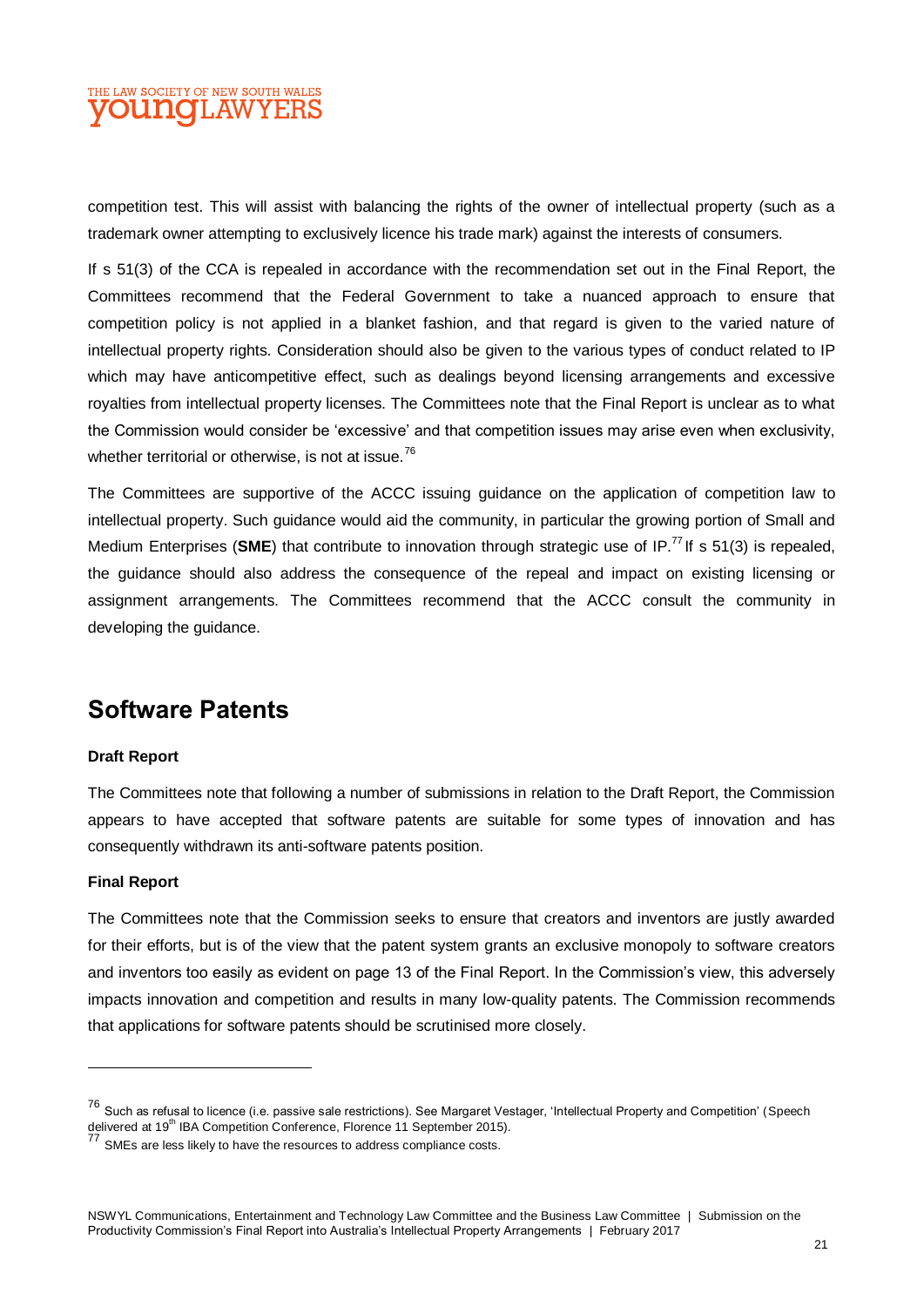competition test. This will assist with balancing the rights of the owner of intellectual property (such as a trademark owner attempting to exclusively licence his trade mark) against the interests of consumers.

If s 51(3) of the CCA is repealed in accordance with the recommendation set out in the Final Report, the Committees recommend that the Federal Government to take a nuanced approach to ensure that competition policy is not applied in a blanket fashion, and that regard is given to the varied nature of intellectual property rights. Consideration should also be given to the various types of conduct related to IP which may have anticompetitive effect, such as dealings beyond licensing arrangements and excessive royalties from intellectual property licenses. The Committees note that the Final Report is unclear as to what the Commission would consider be 'excessive' and that competition issues may arise even when exclusivity, whether territorial or otherwise, is not at issue.[76]

The Committees are supportive of the ACCC issuing guidance on the application of competition law to intellectual property. Such guidance would aid the community, in particular the growing portion of Small and Medium Enterprises (**SME**) that contribute to innovation through strategic use of IP.[77] If s 51(3) is repealed, the guidance should also address the consequence of the repeal and impact on existing licensing or assignment arrangements. The Committees recommend that the ACCC consult the community in developing the guidance.

## Software Patents

**Draft Report**

The Committees note that following a number of submissions in relation to the Draft Report, the Commission appears to have accepted that software patents are suitable for some types of innovation and has consequently withdrawn its anti-software patents position.

**Final Report**

The Committees note that the Commission seeks to ensure that creators and inventors are justly awarded for their efforts, but is of the view that the patent system grants an exclusive monopoly to software creators and inventors too easily as evident on page 13 of the Final Report. In the Commission's view, this adversely impacts innovation and competition and results in many low-quality patents. The Commission recommends that applications for software patents should be scrutinised more closely.

---

[76] Such as refusal to licence (i.e. passive sale restrictions). See Margaret Vestager, 'Intellectual Property and Competition' (Speech delivered at 19th IBA Competition Conference, Florence 11 September 2015).

[77] SMEs are less likely to have the resources to address compliance costs.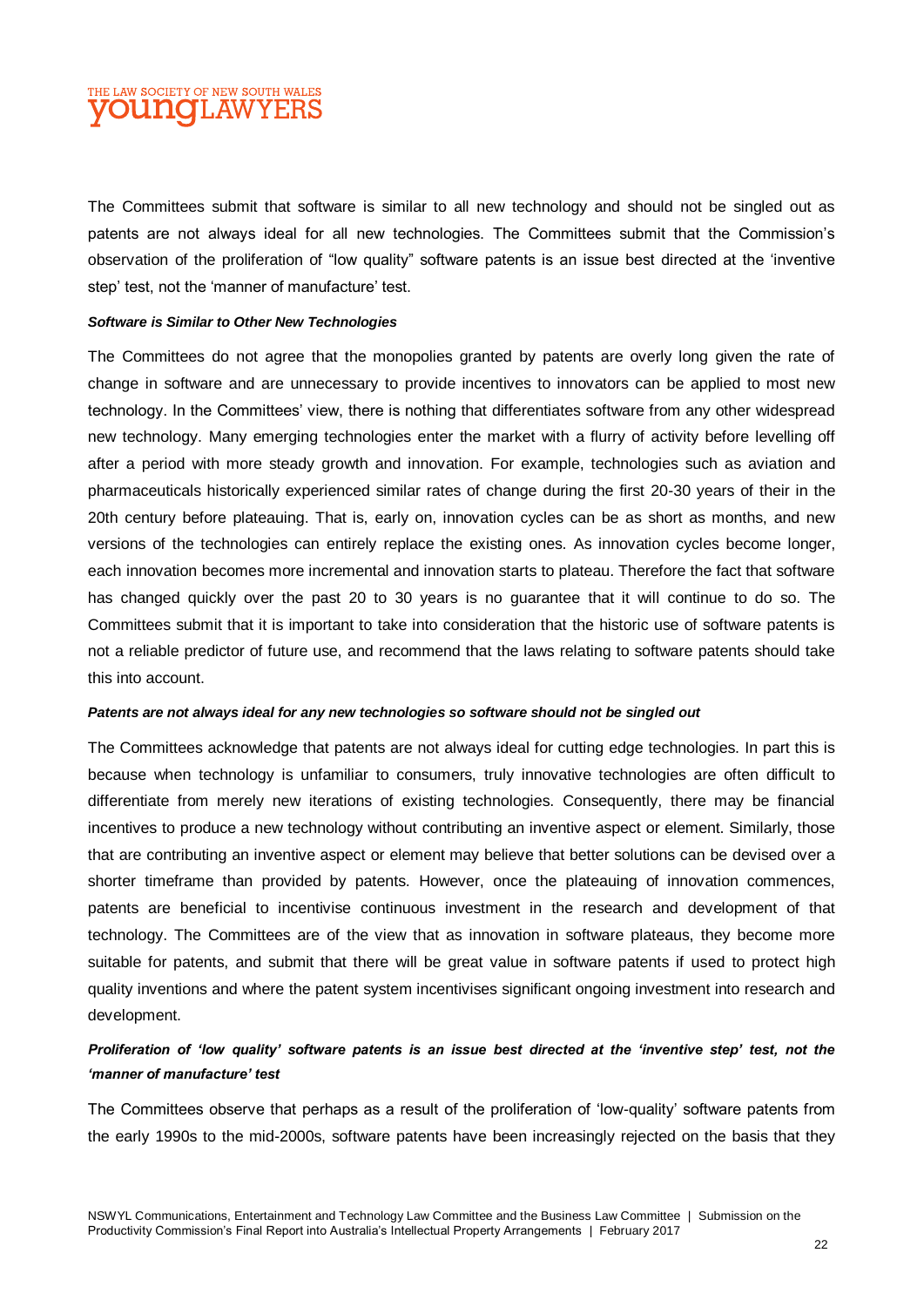The Committees submit that software is similar to all new technology and should not be singled out as patents are not always ideal for all new technologies. The Committees submit that the Commission's observation of the proliferation of "low quality" software patents is an issue best directed at the 'inventive step' test, not the 'manner of manufacture' test.

***Software is Similar to Other New Technologies***

The Committees do not agree that the monopolies granted by patents are overly long given the rate of change in software and are unnecessary to provide incentives to innovators can be applied to most new technology. In the Committees' view, there is nothing that differentiates software from any other widespread new technology. Many emerging technologies enter the market with a flurry of activity before levelling off after a period with more steady growth and innovation. For example, technologies such as aviation and pharmaceuticals historically experienced similar rates of change during the first 20-30 years of their in the 20th century before plateauing. That is, early on, innovation cycles can be as short as months, and new versions of the technologies can entirely replace the existing ones. As innovation cycles become longer, each innovation becomes more incremental and innovation starts to plateau. Therefore the fact that software has changed quickly over the past 20 to 30 years is no guarantee that it will continue to do so. The Committees submit that it is important to take into consideration that the historic use of software patents is not a reliable predictor of future use, and recommend that the laws relating to software patents should take this into account.

***Patents are not always ideal for any new technologies so software should not be singled out***

The Committees acknowledge that patents are not always ideal for cutting edge technologies. In part this is because when technology is unfamiliar to consumers, truly innovative technologies are often difficult to differentiate from merely new iterations of existing technologies. Consequently, there may be financial incentives to produce a new technology without contributing an inventive aspect or element. Similarly, those that are contributing an inventive aspect or element may believe that better solutions can be devised over a shorter timeframe than provided by patents. However, once the plateauing of innovation commences, patents are beneficial to incentivise continuous investment in the research and development of that technology. The Committees are of the view that as innovation in software plateaus, they become more suitable for patents, and submit that there will be great value in software patents if used to protect high quality inventions and where the patent system incentivises significant ongoing investment into research and development.

***Proliferation of 'low quality' software patents is an issue best directed at the 'inventive step' test, not the 'manner of manufacture' test***

The Committees observe that perhaps as a result of the proliferation of 'low-quality' software patents from the early 1990s to the mid-2000s, software patents have been increasingly rejected on the basis that they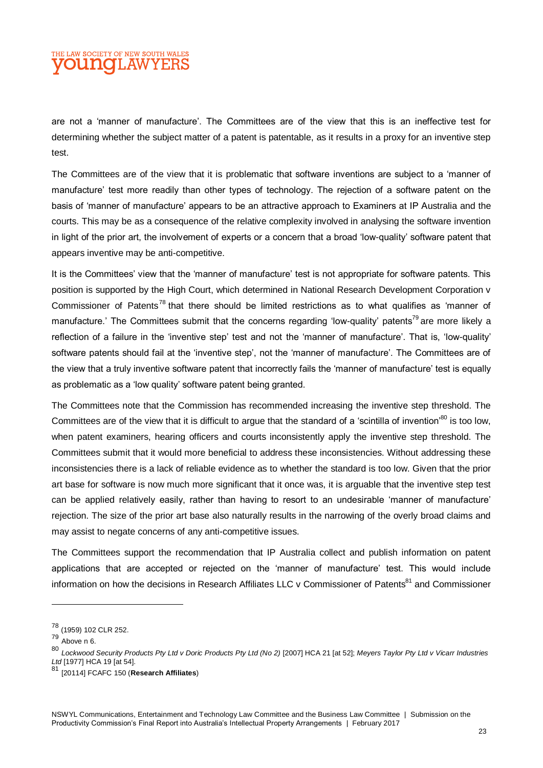are not a 'manner of manufacture'. The Committees are of the view that this is an ineffective test for determining whether the subject matter of a patent is patentable, as it results in a proxy for an inventive step test.

The Committees are of the view that it is problematic that software inventions are subject to a 'manner of manufacture' test more readily than other types of technology. The rejection of a software patent on the basis of 'manner of manufacture' appears to be an attractive approach to Examiners at IP Australia and the courts. This may be as a consequence of the relative complexity involved in analysing the software invention in light of the prior art, the involvement of experts or a concern that a broad 'low-quality' software patent that appears inventive may be anti-competitive.

It is the Committees' view that the 'manner of manufacture' test is not appropriate for software patents. This position is supported by the High Court, which determined in National Research Development Corporation v Commissioner of Patents[78] that there should be limited restrictions as to what qualifies as 'manner of manufacture.' The Committees submit that the concerns regarding 'low-quality' patents[79] are more likely a reflection of a failure in the 'inventive step' test and not the 'manner of manufacture'. That is, 'low-quality' software patents should fail at the 'inventive step', not the 'manner of manufacture'. The Committees are of the view that a truly inventive software patent that incorrectly fails the 'manner of manufacture' test is equally as problematic as a 'low quality' software patent being granted.

The Committees note that the Commission has recommended increasing the inventive step threshold. The Committees are of the view that it is difficult to argue that the standard of a 'scintilla of invention'[80] is too low, when patent examiners, hearing officers and courts inconsistently apply the inventive step threshold. The Committees submit that it would more beneficial to address these inconsistencies. Without addressing these inconsistencies there is a lack of reliable evidence as to whether the standard is too low. Given that the prior art base for software is now much more significant that it once was, it is arguable that the inventive step test can be applied relatively easily, rather than having to resort to an undesirable 'manner of manufacture' rejection. The size of the prior art base also naturally results in the narrowing of the overly broad claims and may assist to negate concerns of any anti-competitive issues.

The Committees support the recommendation that IP Australia collect and publish information on patent applications that are accepted or rejected on the 'manner of manufacture' test. This would include information on how the decisions in Research Affiliates LLC v Commissioner of Patents[81] and Commissioner

---

[78] (1959) 102 CLR 252.

[79] Above n 6.

[80] *Lockwood Security Products Pty Ltd v Doric Products Pty Ltd (No 2)* [2007] HCA 21 [at 52]; *Meyers Taylor Pty Ltd v Vicarr Industries Ltd* [1977] HCA 19 [at 54].

[81] [20114] FCAFC 150 (**Research Affiliates**)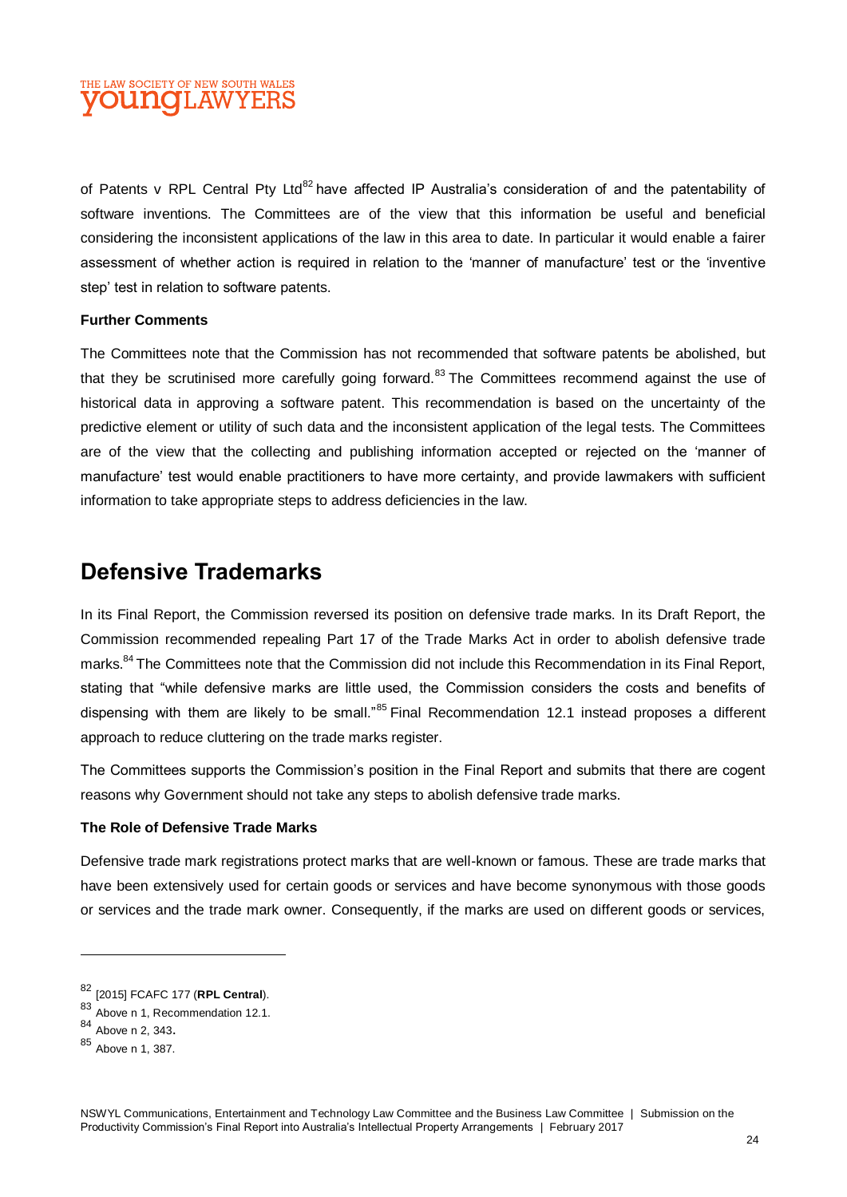of Patents v RPL Central Pty Ltd[82] have affected IP Australia's consideration of and the patentability of software inventions. The Committees are of the view that this information be useful and beneficial considering the inconsistent applications of the law in this area to date. In particular it would enable a fairer assessment of whether action is required in relation to the 'manner of manufacture' test or the 'inventive step' test in relation to software patents.

**Further Comments**

The Committees note that the Commission has not recommended that software patents be abolished, but that they be scrutinised more carefully going forward.[83] The Committees recommend against the use of historical data in approving a software patent. This recommendation is based on the uncertainty of the predictive element or utility of such data and the inconsistent application of the legal tests. The Committees are of the view that the collecting and publishing information accepted or rejected on the 'manner of manufacture' test would enable practitioners to have more certainty, and provide lawmakers with sufficient information to take appropriate steps to address deficiencies in the law.

# Defensive Trademarks

In its Final Report, the Commission reversed its position on defensive trade marks. In its Draft Report, the Commission recommended repealing Part 17 of the Trade Marks Act in order to abolish defensive trade marks.[84] The Committees note that the Commission did not include this Recommendation in its Final Report, stating that "while defensive marks are little used, the Commission considers the costs and benefits of dispensing with them are likely to be small."[85] Final Recommendation 12.1 instead proposes a different approach to reduce cluttering on the trade marks register.

The Committees supports the Commission's position in the Final Report and submits that there are cogent reasons why Government should not take any steps to abolish defensive trade marks.

**The Role of Defensive Trade Marks**

Defensive trade mark registrations protect marks that are well-known or famous. These are trade marks that have been extensively used for certain goods or services and have become synonymous with those goods or services and the trade mark owner. Consequently, if the marks are used on different goods or services,

---

[82] [2015] FCAFC 177 (**RPL Central**).

[83] Above n 1, Recommendation 12.1.

[84] Above n 2, 343.

[85] Above n 1, 387.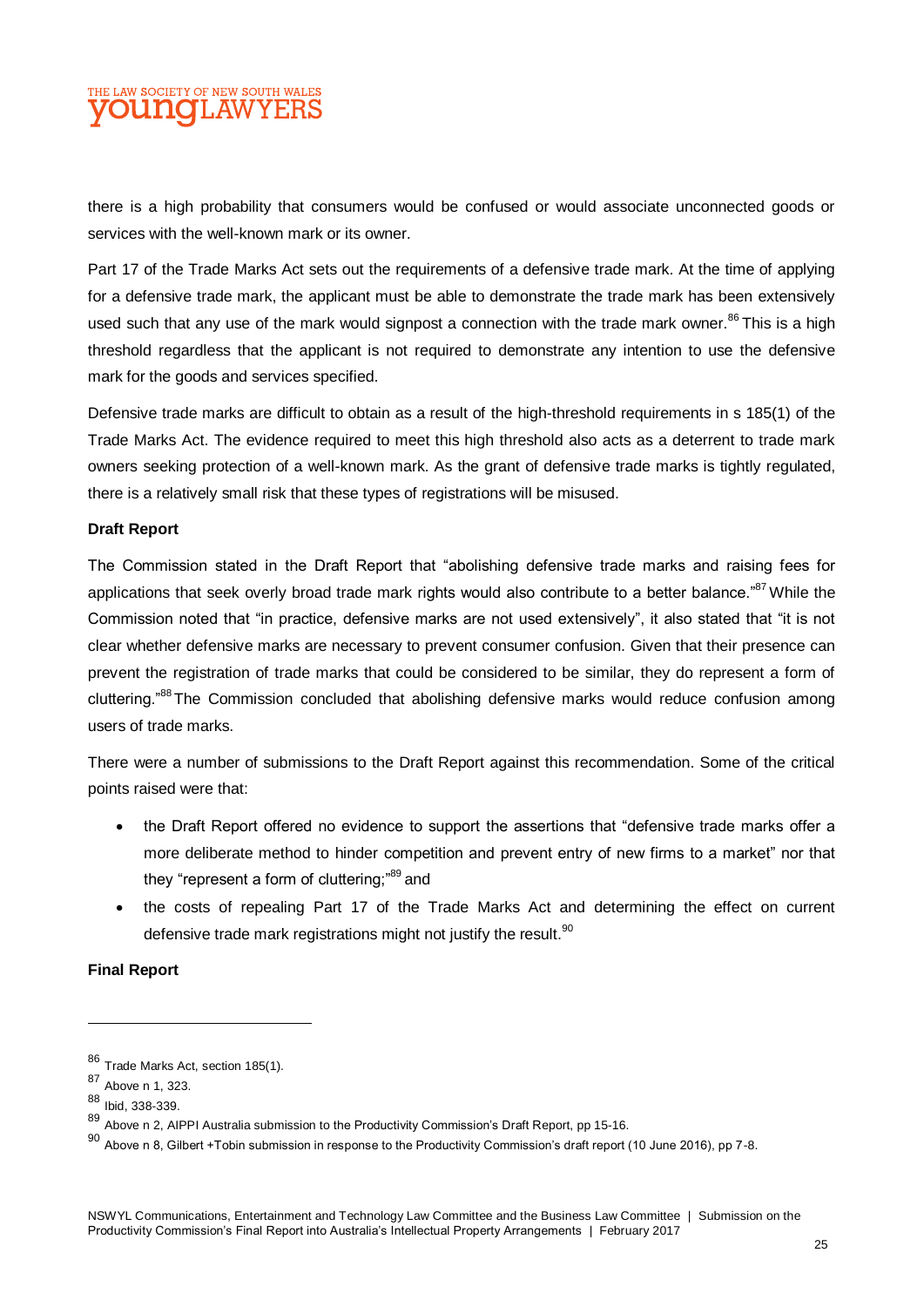there is a high probability that consumers would be confused or would associate unconnected goods or services with the well-known mark or its owner.

Part 17 of the Trade Marks Act sets out the requirements of a defensive trade mark. At the time of applying for a defensive trade mark, the applicant must be able to demonstrate the trade mark has been extensively used such that any use of the mark would signpost a connection with the trade mark owner.[86] This is a high threshold regardless that the applicant is not required to demonstrate any intention to use the defensive mark for the goods and services specified.

Defensive trade marks are difficult to obtain as a result of the high-threshold requirements in s 185(1) of the Trade Marks Act. The evidence required to meet this high threshold also acts as a deterrent to trade mark owners seeking protection of a well-known mark. As the grant of defensive trade marks is tightly regulated, there is a relatively small risk that these types of registrations will be misused.

**Draft Report**

The Commission stated in the Draft Report that "abolishing defensive trade marks and raising fees for applications that seek overly broad trade mark rights would also contribute to a better balance."[87] While the Commission noted that "in practice, defensive marks are not used extensively", it also stated that "it is not clear whether defensive marks are necessary to prevent consumer confusion. Given that their presence can prevent the registration of trade marks that could be considered to be similar, they do represent a form of cluttering."[88] The Commission concluded that abolishing defensive marks would reduce confusion among users of trade marks.

There were a number of submissions to the Draft Report against this recommendation. Some of the critical points raised were that:

- the Draft Report offered no evidence to support the assertions that "defensive trade marks offer a more deliberate method to hinder competition and prevent entry of new firms to a market" nor that they "represent a form of cluttering;"[89] and
- the costs of repealing Part 17 of the Trade Marks Act and determining the effect on current defensive trade mark registrations might not justify the result.[90]

**Final Report**

---

[86] Trade Marks Act, section 185(1).

[87] Above n 1, 323.

[88] Ibid, 338-339.

[89] Above n 2, AIPPI Australia submission to the Productivity Commission's Draft Report, pp 15-16.

[90] Above n 8, Gilbert +Tobin submission in response to the Productivity Commission's draft report (10 June 2016), pp 7-8.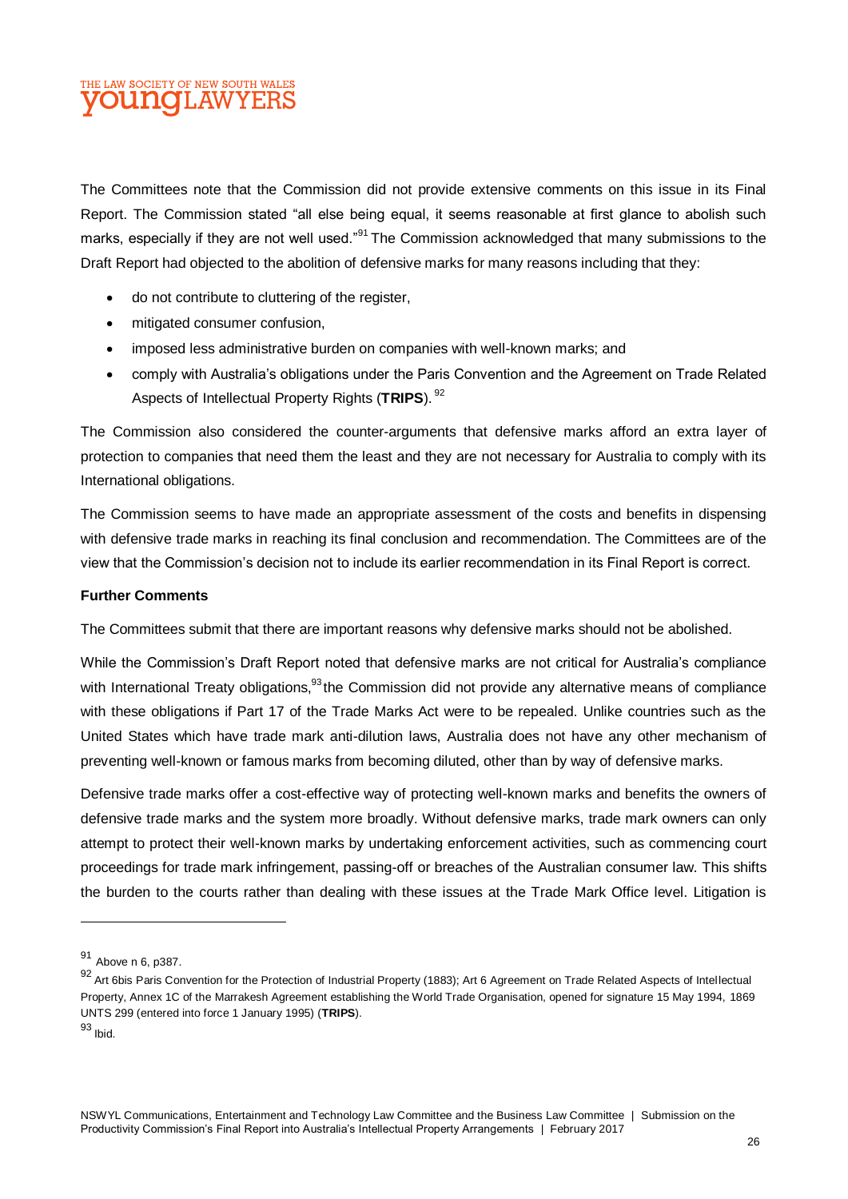The Committees note that the Commission did not provide extensive comments on this issue in its Final Report. The Commission stated "all else being equal, it seems reasonable at first glance to abolish such marks, especially if they are not well used."[91] The Commission acknowledged that many submissions to the Draft Report had objected to the abolition of defensive marks for many reasons including that they:

- do not contribute to cluttering of the register,
- mitigated consumer confusion,
- imposed less administrative burden on companies with well-known marks; and
- comply with Australia's obligations under the Paris Convention and the Agreement on Trade Related Aspects of Intellectual Property Rights (**TRIPS**).[92]

The Commission also considered the counter-arguments that defensive marks afford an extra layer of protection to companies that need them the least and they are not necessary for Australia to comply with its International obligations.

The Commission seems to have made an appropriate assessment of the costs and benefits in dispensing with defensive trade marks in reaching its final conclusion and recommendation. The Committees are of the view that the Commission's decision not to include its earlier recommendation in its Final Report is correct.

**Further Comments**

The Committees submit that there are important reasons why defensive marks should not be abolished.

While the Commission's Draft Report noted that defensive marks are not critical for Australia's compliance with International Treaty obligations,[93] the Commission did not provide any alternative means of compliance with these obligations if Part 17 of the Trade Marks Act were to be repealed. Unlike countries such as the United States which have trade mark anti-dilution laws, Australia does not have any other mechanism of preventing well-known or famous marks from becoming diluted, other than by way of defensive marks.

Defensive trade marks offer a cost-effective way of protecting well-known marks and benefits the owners of defensive trade marks and the system more broadly. Without defensive marks, trade mark owners can only attempt to protect their well-known marks by undertaking enforcement activities, such as commencing court proceedings for trade mark infringement, passing-off or breaches of the Australian consumer law. This shifts the burden to the courts rather than dealing with these issues at the Trade Mark Office level. Litigation is

---

[91] Above n 6, p387.

[92] Art 6bis Paris Convention for the Protection of Industrial Property (1883); Art 6 Agreement on Trade Related Aspects of Intellectual Property, Annex 1C of the Marrakesh Agreement establishing the World Trade Organisation, opened for signature 15 May 1994, 1869 UNTS 299 (entered into force 1 January 1995) (**TRIPS**).

[93] Ibid.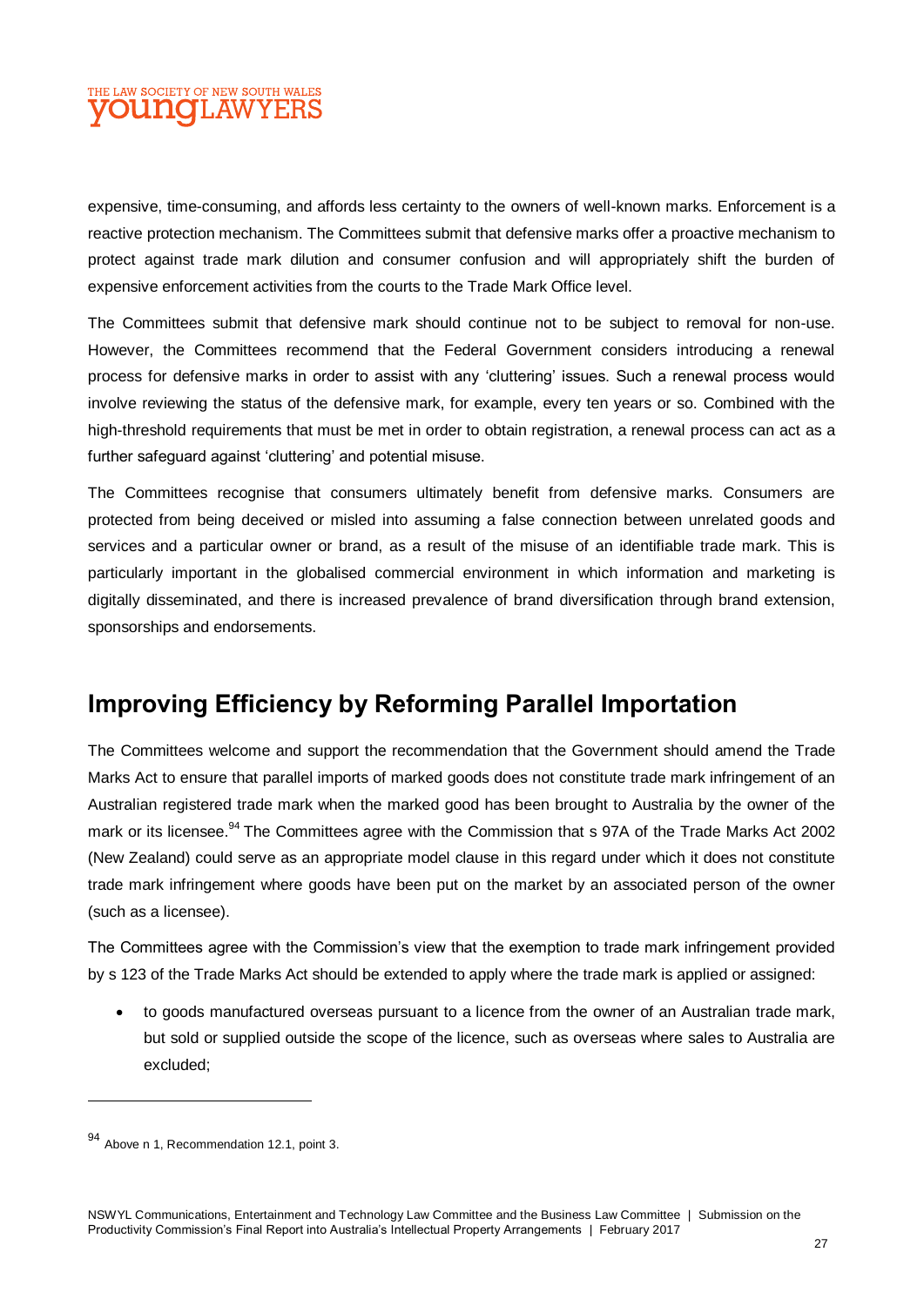expensive, time-consuming, and affords less certainty to the owners of well-known marks. Enforcement is a reactive protection mechanism. The Committees submit that defensive marks offer a proactive mechanism to protect against trade mark dilution and consumer confusion and will appropriately shift the burden of expensive enforcement activities from the courts to the Trade Mark Office level.

The Committees submit that defensive mark should continue not to be subject to removal for non-use. However, the Committees recommend that the Federal Government considers introducing a renewal process for defensive marks in order to assist with any 'cluttering' issues. Such a renewal process would involve reviewing the status of the defensive mark, for example, every ten years or so. Combined with the high-threshold requirements that must be met in order to obtain registration, a renewal process can act as a further safeguard against 'cluttering' and potential misuse.

The Committees recognise that consumers ultimately benefit from defensive marks. Consumers are protected from being deceived or misled into assuming a false connection between unrelated goods and services and a particular owner or brand, as a result of the misuse of an identifiable trade mark. This is particularly important in the globalised commercial environment in which information and marketing is digitally disseminated, and there is increased prevalence of brand diversification through brand extension, sponsorships and endorsements.

## Improving Efficiency by Reforming Parallel Importation

The Committees welcome and support the recommendation that the Government should amend the Trade Marks Act to ensure that parallel imports of marked goods does not constitute trade mark infringement of an Australian registered trade mark when the marked good has been brought to Australia by the owner of the mark or its licensee.[94] The Committees agree with the Commission that s 97A of the Trade Marks Act 2002 (New Zealand) could serve as an appropriate model clause in this regard under which it does not constitute trade mark infringement where goods have been put on the market by an associated person of the owner (such as a licensee).

The Committees agree with the Commission's view that the exemption to trade mark infringement provided by s 123 of the Trade Marks Act should be extended to apply where the trade mark is applied or assigned:

- to goods manufactured overseas pursuant to a licence from the owner of an Australian trade mark, but sold or supplied outside the scope of the licence, such as overseas where sales to Australia are excluded;

---

[94] Above n 1, Recommendation 12.1, point 3.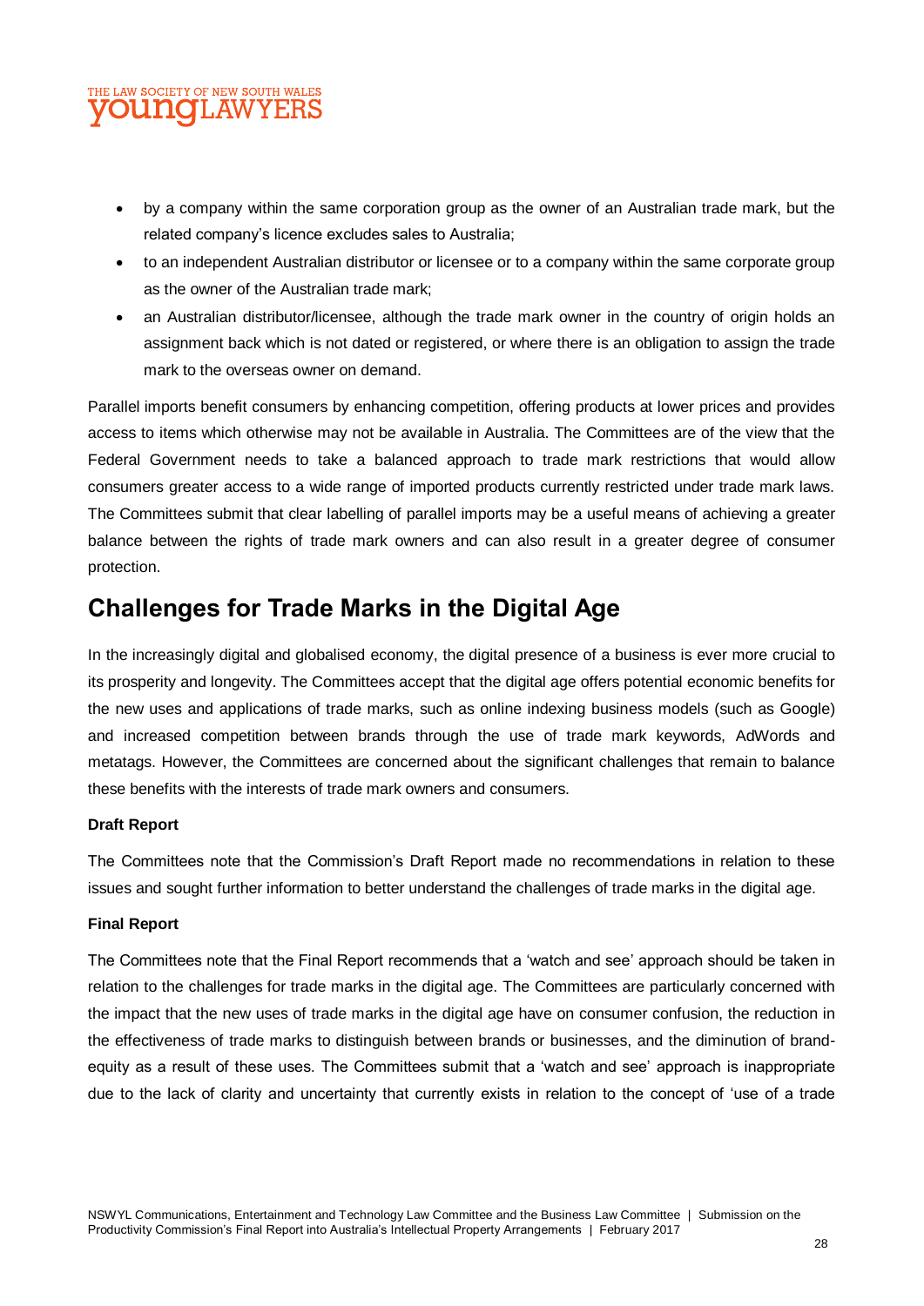- by a company within the same corporation group as the owner of an Australian trade mark, but the related company's licence excludes sales to Australia;
- to an independent Australian distributor or licensee or to a company within the same corporate group as the owner of the Australian trade mark;
- an Australian distributor/licensee, although the trade mark owner in the country of origin holds an assignment back which is not dated or registered, or where there is an obligation to assign the trade mark to the overseas owner on demand.

Parallel imports benefit consumers by enhancing competition, offering products at lower prices and provides access to items which otherwise may not be available in Australia. The Committees are of the view that the Federal Government needs to take a balanced approach to trade mark restrictions that would allow consumers greater access to a wide range of imported products currently restricted under trade mark laws. The Committees submit that clear labelling of parallel imports may be a useful means of achieving a greater balance between the rights of trade mark owners and can also result in a greater degree of consumer protection.

## Challenges for Trade Marks in the Digital Age

In the increasingly digital and globalised economy, the digital presence of a business is ever more crucial to its prosperity and longevity. The Committees accept that the digital age offers potential economic benefits for the new uses and applications of trade marks, such as online indexing business models (such as Google) and increased competition between brands through the use of trade mark keywords, AdWords and metatags. However, the Committees are concerned about the significant challenges that remain to balance these benefits with the interests of trade mark owners and consumers.

**Draft Report**

The Committees note that the Commission's Draft Report made no recommendations in relation to these issues and sought further information to better understand the challenges of trade marks in the digital age.

**Final Report**

The Committees note that the Final Report recommends that a 'watch and see' approach should be taken in relation to the challenges for trade marks in the digital age. The Committees are particularly concerned with the impact that the new uses of trade marks in the digital age have on consumer confusion, the reduction in the effectiveness of trade marks to distinguish between brands or businesses, and the diminution of brand-equity as a result of these uses. The Committees submit that a 'watch and see' approach is inappropriate due to the lack of clarity and uncertainty that currently exists in relation to the concept of 'use of a trade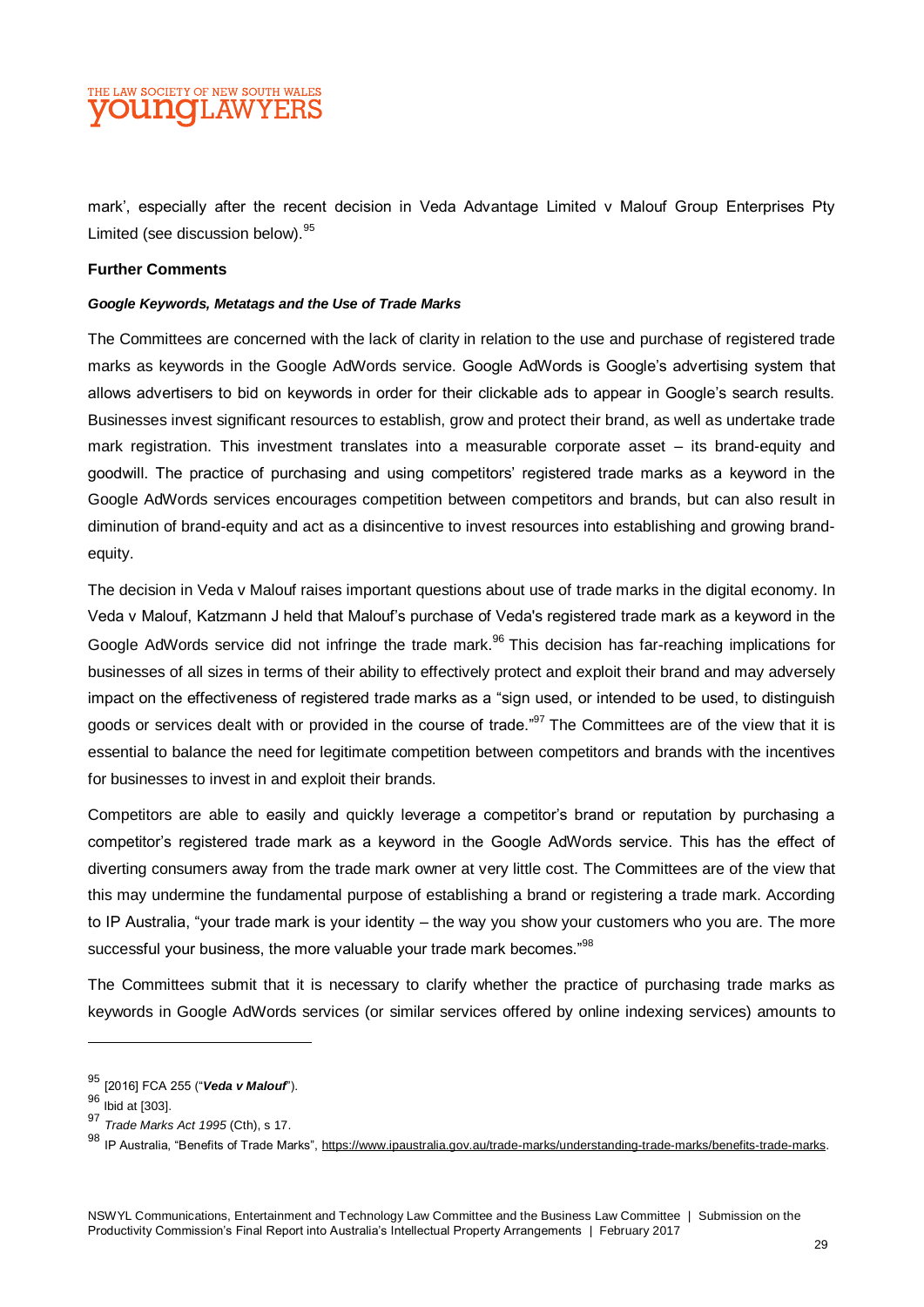mark', especially after the recent decision in Veda Advantage Limited v Malouf Group Enterprises Pty Limited (see discussion below).[95]

**Further Comments**

***Google Keywords, Metatags and the Use of Trade Marks***

The Committees are concerned with the lack of clarity in relation to the use and purchase of registered trade marks as keywords in the Google AdWords service. Google AdWords is Google's advertising system that allows advertisers to bid on keywords in order for their clickable ads to appear in Google's search results. Businesses invest significant resources to establish, grow and protect their brand, as well as undertake trade mark registration. This investment translates into a measurable corporate asset – its brand-equity and goodwill. The practice of purchasing and using competitors' registered trade marks as a keyword in the Google AdWords services encourages competition between competitors and brands, but can also result in diminution of brand-equity and act as a disincentive to invest resources into establishing and growing brand-equity.

The decision in Veda v Malouf raises important questions about use of trade marks in the digital economy. In Veda v Malouf, Katzmann J held that Malouf's purchase of Veda's registered trade mark as a keyword in the Google AdWords service did not infringe the trade mark.[96] This decision has far-reaching implications for businesses of all sizes in terms of their ability to effectively protect and exploit their brand and may adversely impact on the effectiveness of registered trade marks as a "sign used, or intended to be used, to distinguish goods or services dealt with or provided in the course of trade."[97] The Committees are of the view that it is essential to balance the need for legitimate competition between competitors and brands with the incentives for businesses to invest in and exploit their brands.

Competitors are able to easily and quickly leverage a competitor's brand or reputation by purchasing a competitor's registered trade mark as a keyword in the Google AdWords service. This has the effect of diverting consumers away from the trade mark owner at very little cost. The Committees are of the view that this may undermine the fundamental purpose of establishing a brand or registering a trade mark. According to IP Australia, "your trade mark is your identity – the way you show your customers who you are. The more successful your business, the more valuable your trade mark becomes."[98]

The Committees submit that it is necessary to clarify whether the practice of purchasing trade marks as keywords in Google AdWords services (or similar services offered by online indexing services) amounts to

---

[95] [2016] FCA 255 ("***Veda v Malouf***").

[96] Ibid at [303].

[97] *Trade Marks Act 1995* (Cth), s 17.

[98] IP Australia, "Benefits of Trade Marks", https://www.ipaustralia.gov.au/trade-marks/understanding-trade-marks/benefits-trade-marks.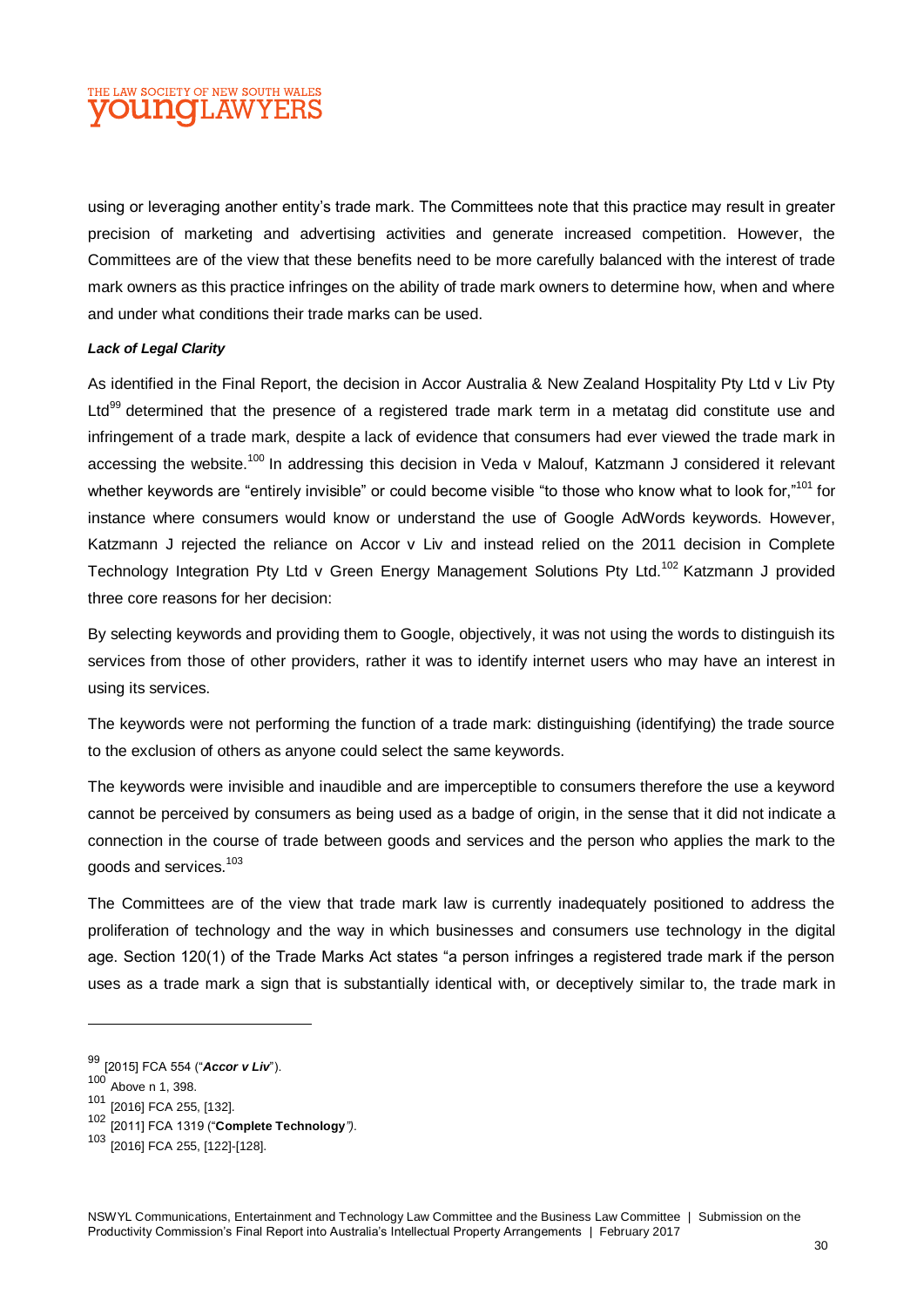using or leveraging another entity's trade mark. The Committees note that this practice may result in greater precision of marketing and advertising activities and generate increased competition. However, the Committees are of the view that these benefits need to be more carefully balanced with the interest of trade mark owners as this practice infringes on the ability of trade mark owners to determine how, when and where and under what conditions their trade marks can be used.

***Lack of Legal Clarity***

As identified in the Final Report, the decision in Accor Australia & New Zealand Hospitality Pty Ltd v Liv Pty Ltd[99] determined that the presence of a registered trade mark term in a metatag did constitute use and infringement of a trade mark, despite a lack of evidence that consumers had ever viewed the trade mark in accessing the website.[100] In addressing this decision in Veda v Malouf, Katzmann J considered it relevant whether keywords are "entirely invisible" or could become visible "to those who know what to look for,"[101] for instance where consumers would know or understand the use of Google AdWords keywords. However, Katzmann J rejected the reliance on Accor v Liv and instead relied on the 2011 decision in Complete Technology Integration Pty Ltd v Green Energy Management Solutions Pty Ltd.[102] Katzmann J provided three core reasons for her decision:

By selecting keywords and providing them to Google, objectively, it was not using the words to distinguish its services from those of other providers, rather it was to identify internet users who may have an interest in using its services.

The keywords were not performing the function of a trade mark: distinguishing (identifying) the trade source to the exclusion of others as anyone could select the same keywords.

The keywords were invisible and inaudible and are imperceptible to consumers therefore the use a keyword cannot be perceived by consumers as being used as a badge of origin, in the sense that it did not indicate a connection in the course of trade between goods and services and the person who applies the mark to the goods and services.[103]

The Committees are of the view that trade mark law is currently inadequately positioned to address the proliferation of technology and the way in which businesses and consumers use technology in the digital age. Section 120(1) of the Trade Marks Act states "a person infringes a registered trade mark if the person uses as a trade mark a sign that is substantially identical with, or deceptively similar to, the trade mark in

---

[99] [2015] FCA 554 ("***Accor v Liv***").

[100] Above n 1, 398.

[101] [2016] FCA 255, [132].

[102] [2011] FCA 1319 ("**Complete Technology**").

[103] [2016] FCA 255, [122]-[128].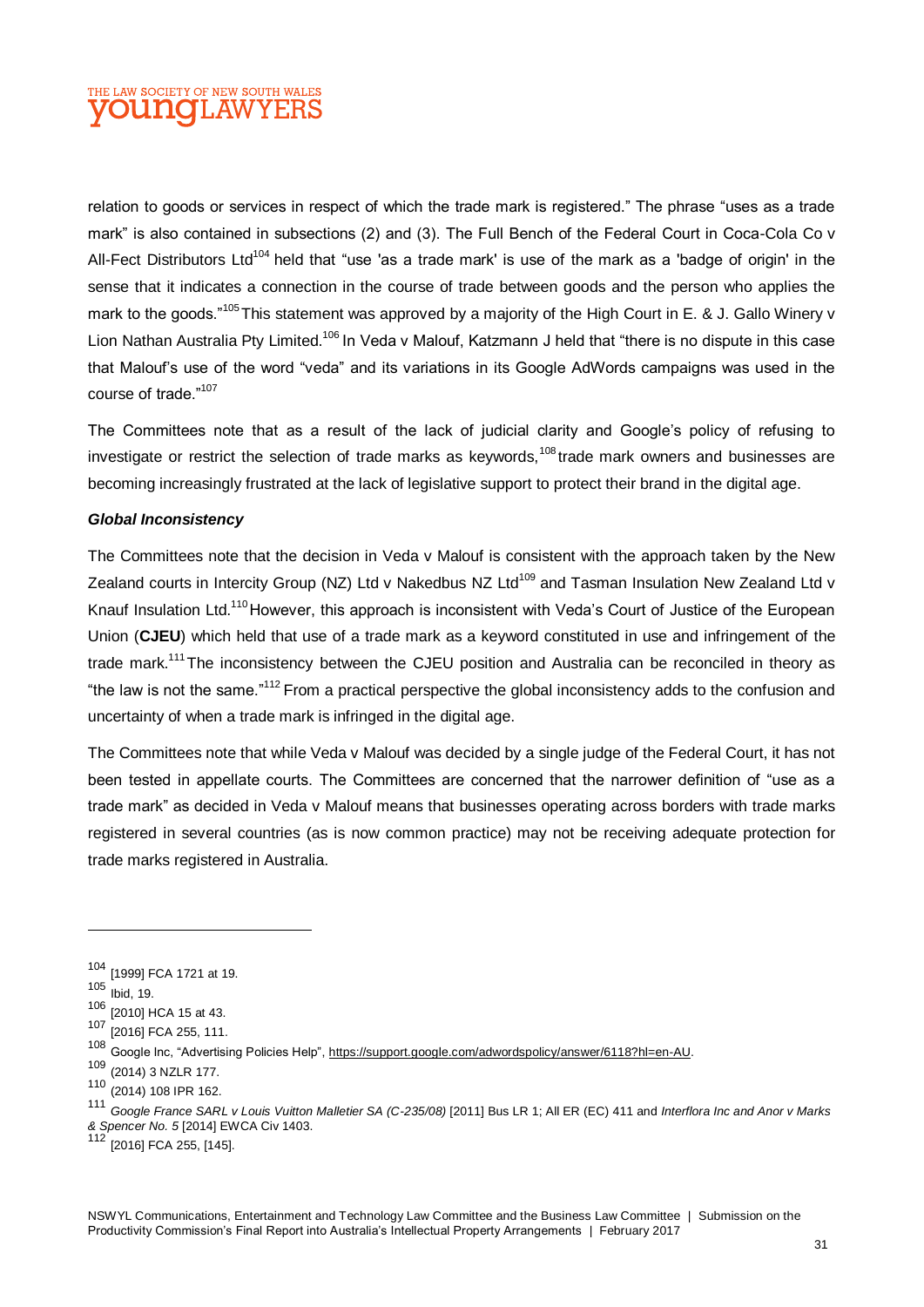relation to goods or services in respect of which the trade mark is registered." The phrase "uses as a trade mark" is also contained in subsections (2) and (3). The Full Bench of the Federal Court in Coca-Cola Co v All-Fect Distributors Ltd[104] held that "use 'as a trade mark' is use of the mark as a 'badge of origin' in the sense that it indicates a connection in the course of trade between goods and the person who applies the mark to the goods."[105] This statement was approved by a majority of the High Court in E. & J. Gallo Winery v Lion Nathan Australia Pty Limited.[106] In Veda v Malouf, Katzmann J held that "there is no dispute in this case that Malouf's use of the word "veda" and its variations in its Google AdWords campaigns was used in the course of trade."[107]

The Committees note that as a result of the lack of judicial clarity and Google's policy of refusing to investigate or restrict the selection of trade marks as keywords,[108] trade mark owners and businesses are becoming increasingly frustrated at the lack of legislative support to protect their brand in the digital age.

***Global Inconsistency***

The Committees note that the decision in Veda v Malouf is consistent with the approach taken by the New Zealand courts in Intercity Group (NZ) Ltd v Nakedbus NZ Ltd[109] and Tasman Insulation New Zealand Ltd v Knauf Insulation Ltd.[110] However, this approach is inconsistent with Veda's Court of Justice of the European Union (**CJEU**) which held that use of a trade mark as a keyword constituted in use and infringement of the trade mark.[111] The inconsistency between the CJEU position and Australia can be reconciled in theory as "the law is not the same."[112] From a practical perspective the global inconsistency adds to the confusion and uncertainty of when a trade mark is infringed in the digital age.

The Committees note that while Veda v Malouf was decided by a single judge of the Federal Court, it has not been tested in appellate courts. The Committees are concerned that the narrower definition of "use as a trade mark" as decided in Veda v Malouf means that businesses operating across borders with trade marks registered in several countries (as is now common practice) may not be receiving adequate protection for trade marks registered in Australia.

---

[104] [1999] FCA 1721 at 19.
[105] Ibid, 19.
[106] [2010] HCA 15 at 43.
[107] [2016] FCA 255, 111.
[108] Google Inc, "Advertising Policies Help", https://support.google.com/adwordspolicy/answer/6118?hl=en-AU.
[109] (2014) 3 NZLR 177.
[110] (2014) 108 IPR 162.
[111] *Google France SARL v Louis Vuitton Malletier SA (C-235/08)* [2011] Bus LR 1; All ER (EC) 411 and *Interflora Inc and Anor v Marks & Spencer No. 5* [2014] EWCA Civ 1403.
[112] [2016] FCA 255, [145].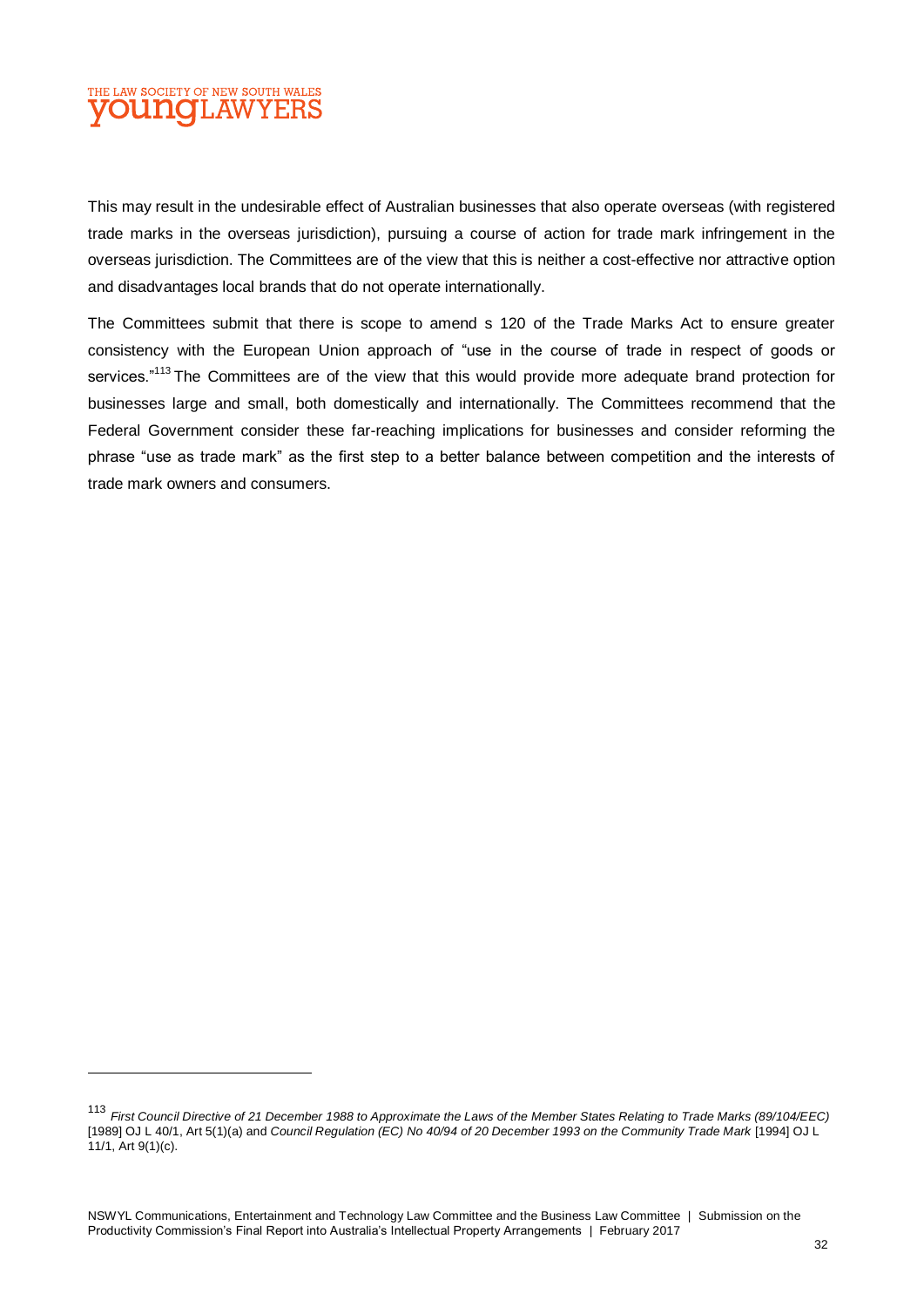This may result in the undesirable effect of Australian businesses that also operate overseas (with registered trade marks in the overseas jurisdiction), pursuing a course of action for trade mark infringement in the overseas jurisdiction. The Committees are of the view that this is neither a cost-effective nor attractive option and disadvantages local brands that do not operate internationally.

The Committees submit that there is scope to amend s 120 of the Trade Marks Act to ensure greater consistency with the European Union approach of "use in the course of trade in respect of goods or services."[113] The Committees are of the view that this would provide more adequate brand protection for businesses large and small, both domestically and internationally. The Committees recommend that the Federal Government consider these far-reaching implications for businesses and consider reforming the phrase "use as trade mark" as the first step to a better balance between competition and the interests of trade mark owners and consumers.

---

[113] *First Council Directive of 21 December 1988 to Approximate the Laws of the Member States Relating to Trade Marks (89/104/EEC)* [1989] OJ L 40/1, Art 5(1)(a) and *Council Regulation (EC) No 40/94 of 20 December 1993 on the Community Trade Mark* [1994] OJ L 11/1, Art 9(1)(c).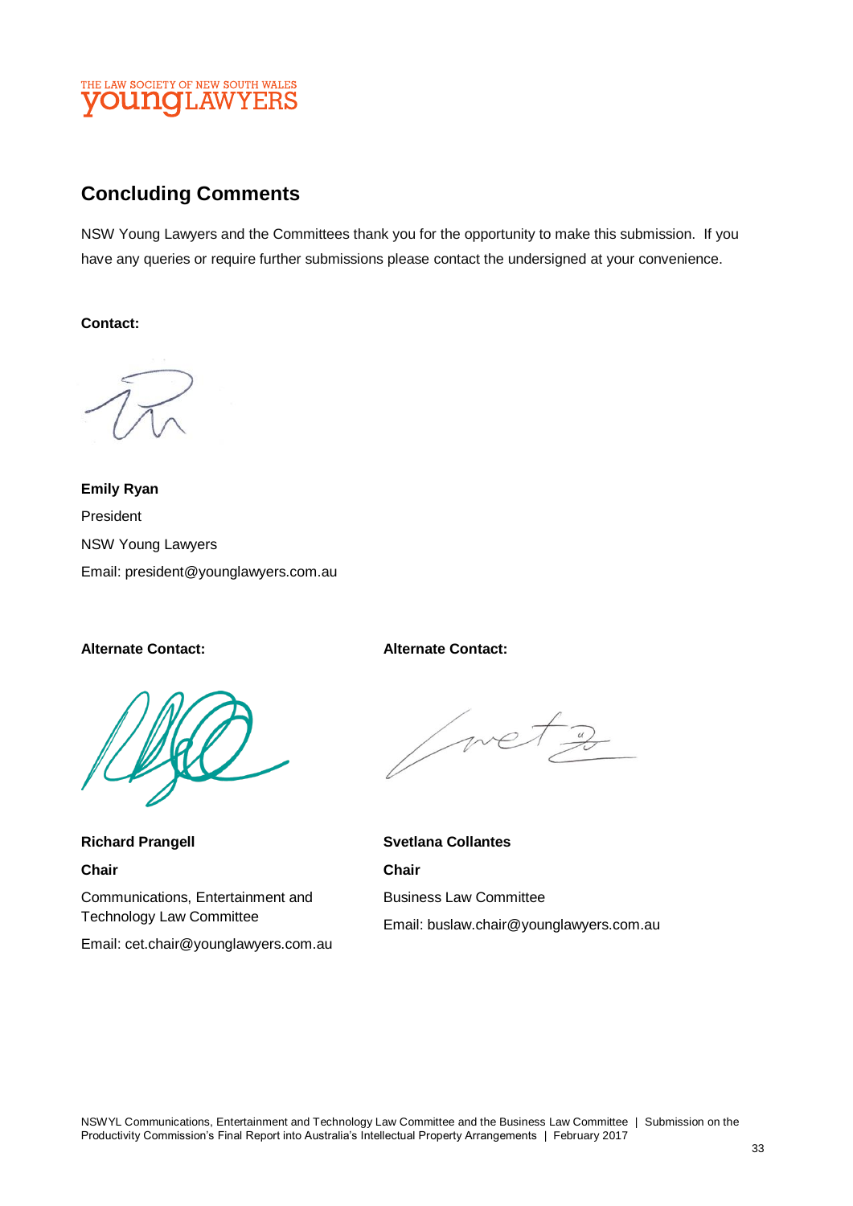## Concluding Comments

NSW Young Lawyers and the Committees thank you for the opportunity to make this submission. If you have any queries or require further submissions please contact the undersigned at your convenience.

**Contact:**

**Emily Ryan**
President
NSW Young Lawyers
Email: president@younglawyers.com.au

**Alternate Contact:**

**Richard Prangell**
**Chair**
Communications, Entertainment and Technology Law Committee
Email: cet.chair@younglawyers.com.au

**Alternate Contact:**

**Svetlana Collantes**
**Chair**
Business Law Committee
Email: buslaw.chair@younglawyers.com.au